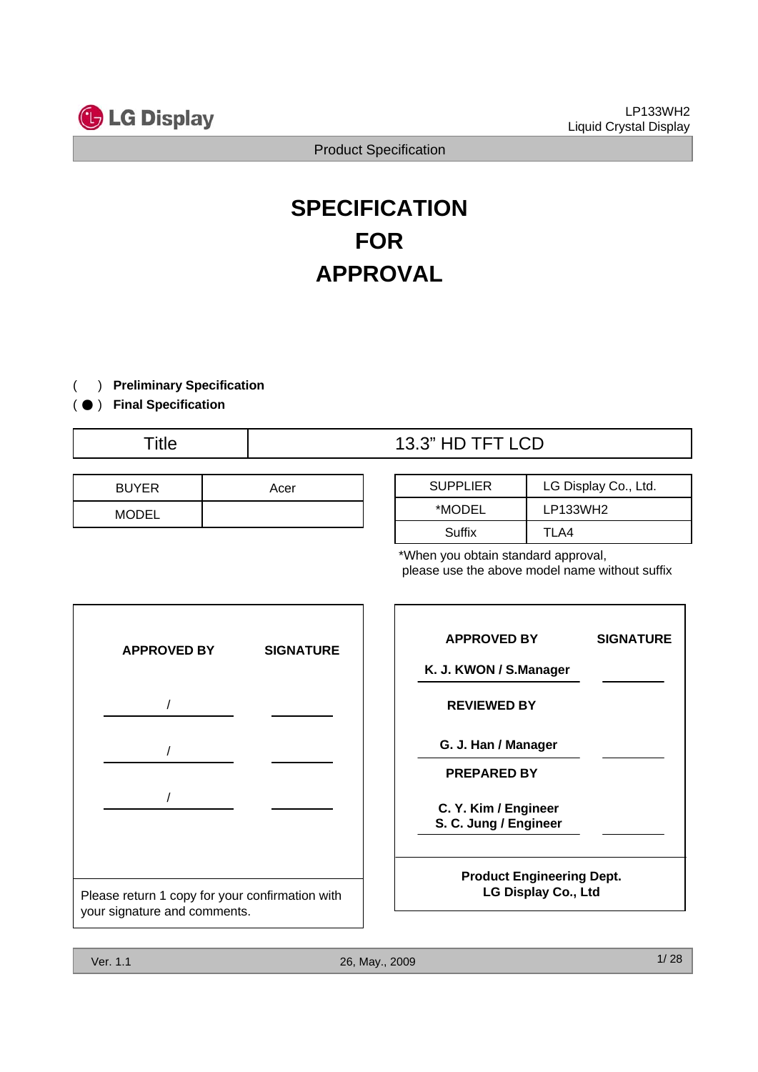# SPECIFICATION FOR APPROVAL

( ) **Preliminary Specification**

( ● ) **Final Specification**

| Title | 13.3" HD TFT LCD |
|---|---|

| BUYER | Acer |
|---|---|
| MODEL | |

| SUPPLIER | LG Display Co., Ltd. |
|---|---|
| *MODEL | LP133WH2 |
| Suffix | TLA4 |

*When you obtain standard approval, please use the above model name without suffix

| APPROVED BY | SIGNATURE |
|---|---|
| / | |
| / | |
| / | |

Please return 1 copy for your confirmation with your signature and comments.

| APPROVED BY | SIGNATURE |
|---|---|
| K. J. KWON / S.Manager | |
| **REVIEWED BY** | |
| G. J. Han / Manager | |
| **PREPARED BY** | |
| C. Y. Kim / Engineer<br>S. C. Jung / Engineer | |

**Product Engineering Dept.**
**LG Display Co., Ltd**

Ver. 1.1 26, May., 2009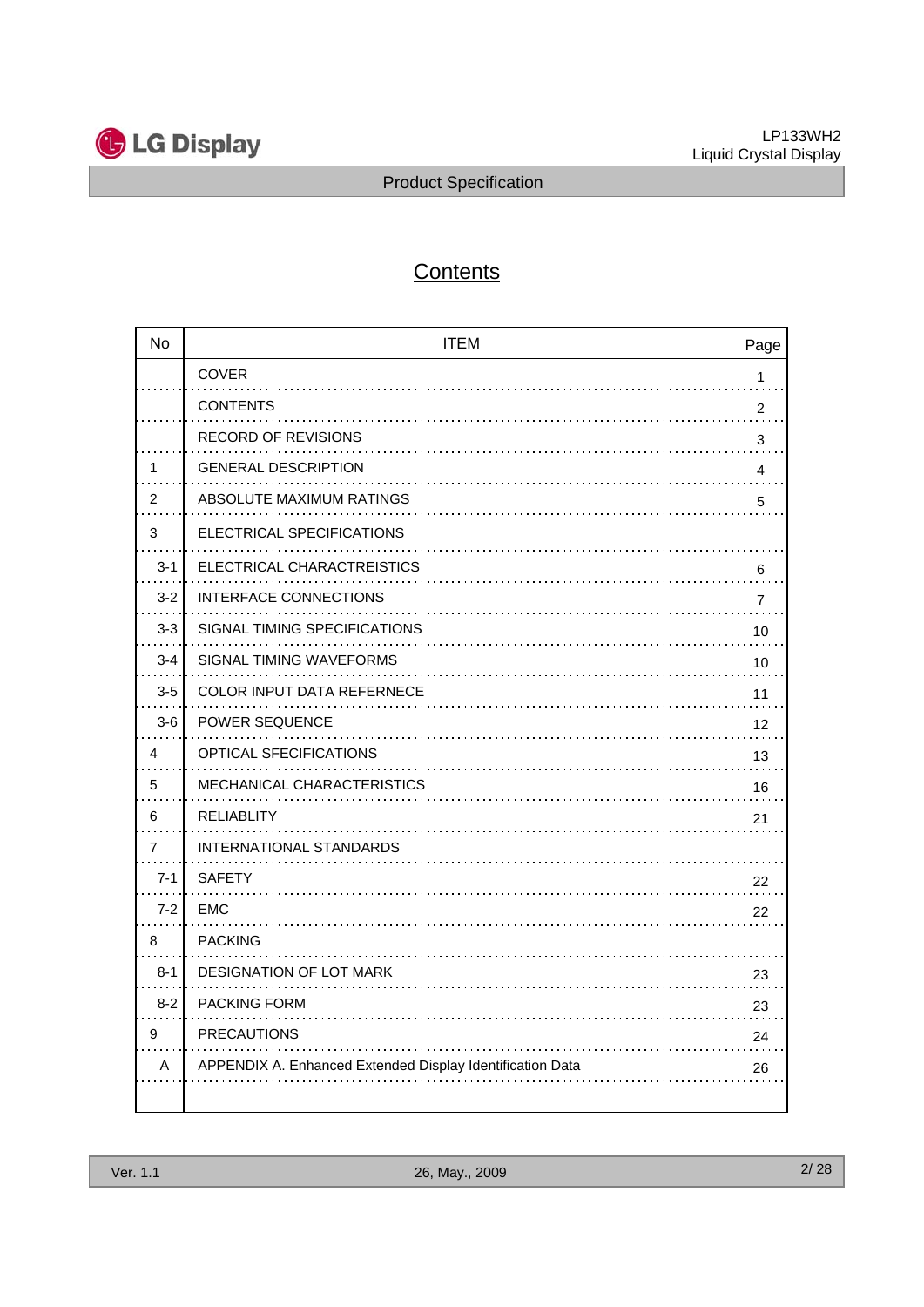# Contents

| No | ITEM | Page |
|---|---|---|
| | COVER | 1 |
| | CONTENTS | 2 |
| | RECORD OF REVISIONS | 3 |
| 1 | GENERAL DESCRIPTION | 4 |
| 2 | ABSOLUTE MAXIMUM RATINGS | 5 |
| 3 | ELECTRICAL SPECIFICATIONS | |
| 3-1 | ELECTRICAL CHARACTREISTICS | 6 |
| 3-2 | INTERFACE CONNECTIONS | 7 |
| 3-3 | SIGNAL TIMING SPECIFICATIONS | 10 |
| 3-4 | SIGNAL TIMING WAVEFORMS | 10 |
| 3-5 | COLOR INPUT DATA REFERNECE | 11 |
| 3-6 | POWER SEQUENCE | 12 |
| 4 | OPTICAL SFECIFICATIONS | 13 |
| 5 | MECHANICAL CHARACTERISTICS | 16 |
| 6 | RELIABLITY | 21 |
| 7 | INTERNATIONAL STANDARDS | |
| 7-1 | SAFETY | 22 |
| 7-2 | EMC | 22 |
| 8 | PACKING | |
| 8-1 | DESIGNATION OF LOT MARK | 23 |
| 8-2 | PACKING FORM | 23 |
| 9 | PRECAUTIONS | 24 |
| A | APPENDIX A. Enhanced Extended Display Identification Data | 26 |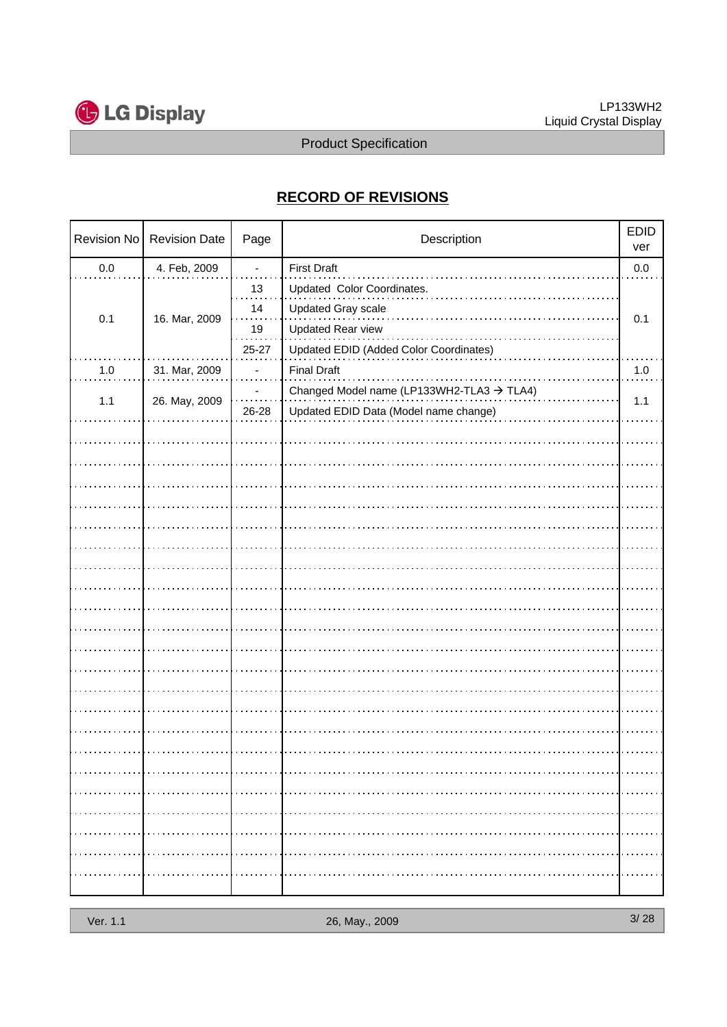## RECORD OF REVISIONS

| Revision No | Revision Date | Page | Description | EDID ver |
|---|---|---|---|---|
| 0.0 | 4. Feb, 2009 | - | First Draft | 0.0 |
| 0.1 | 16. Mar, 2009 | 13 | Updated Color Coordinates. | 0.1 |
| | | 14 | Updated Gray scale | |
| | | 19 | Updated Rear view | |
| | | 25-27 | Updated EDID (Added Color Coordinates) | |
| 1.0 | 31. Mar, 2009 | - | Final Draft | 1.0 |
| 1.1 | 26. May, 2009 | - | Changed Model name (LP133WH2-TLA3 → TLA4) | 1.1 |
| | | 26-28 | Updated EDID Data (Model name change) | |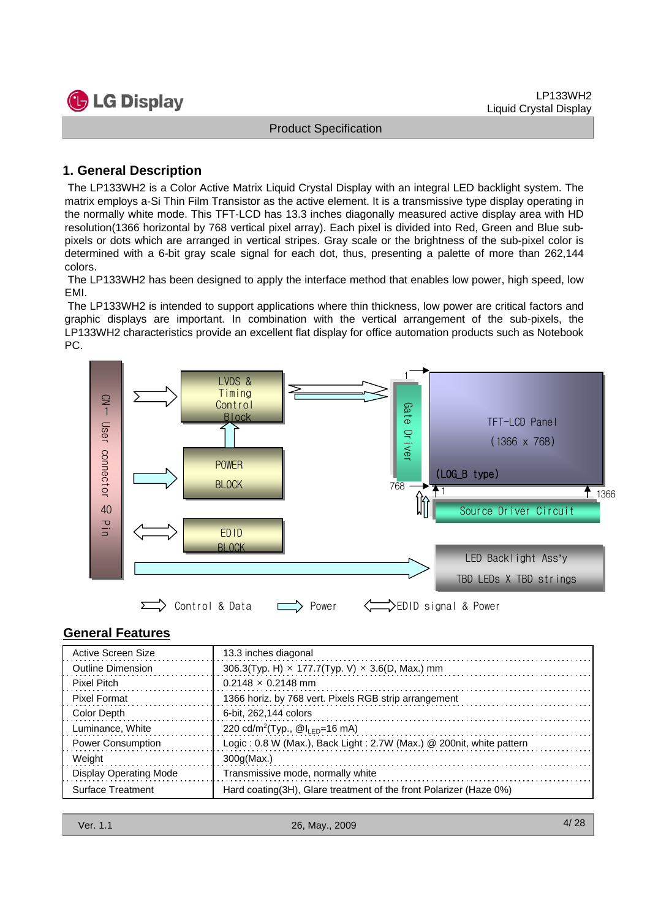## 1. General Description

The LP133WH2 is a Color Active Matrix Liquid Crystal Display with an integral LED backlight system. The matrix employs a-Si Thin Film Transistor as the active element. It is a transmissive type display operating in the normally white mode. This TFT-LCD has 13.3 inches diagonally measured active display area with HD resolution(1366 horizontal by 768 vertical pixel array). Each pixel is divided into Red, Green and Blue sub-pixels or dots which are arranged in vertical stripes. Gray scale or the brightness of the sub-pixel color is determined with a 6-bit gray scale signal for each dot, thus, presenting a palette of more than 262,144 colors.

The LP133WH2 has been designed to apply the interface method that enables low power, high speed, low EMI.

The LP133WH2 is intended to support applications where thin thickness, low power are critical factors and graphic displays are important. In combination with the vertical arrangement of the sub-pixels, the LP133WH2 characteristics provide an excellent flat display for office automation products such as Notebook PC.

CN1 User connector 40 Pin

LVDS & Timing Control Block

POWER BLOCK

EDID BLOCK

Gate Driver

TFT-LCD Panel (1366 x 768) (LOG_B type)

1 768 1 1366

Source Driver Circuit

LED Backlight Ass'y TBD LEDs X TBD strings

Control & Data    Power    EDID signal & Power

## General Features

| | |
|---|---|
| Active Screen Size | 13.3 inches diagonal |
| Outline Dimension | 306.3(Typ. H) × 177.7(Typ. V) × 3.6(D, Max.) mm |
| Pixel Pitch | 0.2148 × 0.2148 mm |
| Pixel Format | 1366 horiz. by 768 vert. Pixels RGB strip arrangement |
| Color Depth | 6-bit, 262,144 colors |
| Luminance, White | 220 cd/m$^2$(Typ., @$I_{LED}$=16 mA) |
| Power Consumption | Logic : 0.8 W (Max.), Back Light : 2.7W (Max.) @ 200nit, white pattern |
| Weight | 300g(Max.) |
| Display Operating Mode | Transmissive mode, normally white |
| Surface Treatment | Hard coating(3H), Glare treatment of the front Polarizer (Haze 0%) |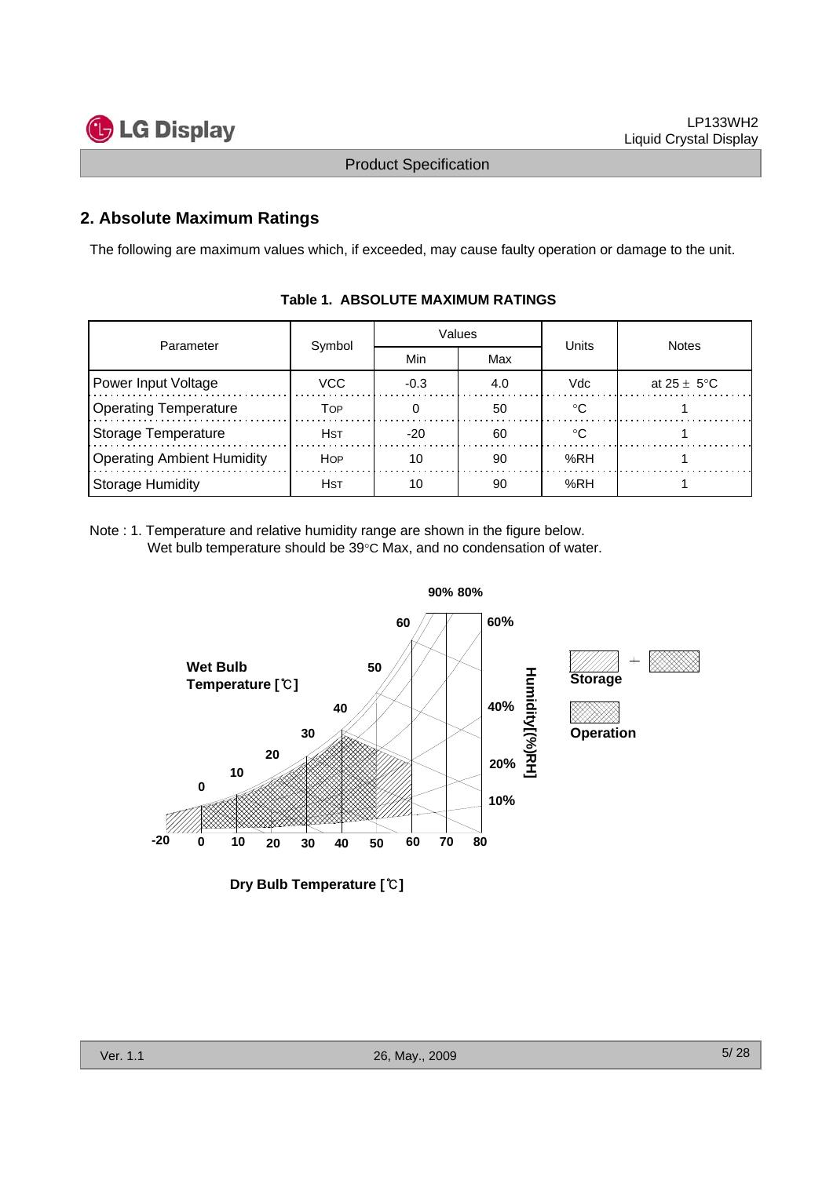## 2. Absolute Maximum Ratings

The following are maximum values which, if exceeded, may cause faulty operation or damage to the unit.

**Table 1. ABSOLUTE MAXIMUM RATINGS**

| Parameter | Symbol | Values | | Units | Notes |
|---|---|---|---|---|---|
| | | Min | Max | | |
| Power Input Voltage | VCC | -0.3 | 4.0 | Vdc | at 25 ± 5°C |
| Operating Temperature | TOP | 0 | 50 | °C | 1 |
| Storage Temperature | HST | -20 | 60 | °C | 1 |
| Operating Ambient Humidity | HOP | 10 | 90 | %RH | 1 |
| Storage Humidity | HST | 10 | 90 | %RH | 1 |

Note : 1. Temperature and relative humidity range are shown in the figure below.
Wet bulb temperature should be 39°C Max, and no condensation of water.

Wet Bulb Temperature [℃]

Humidity[(%)RH]

Storage

Operation

Dry Bulb Temperature [℃]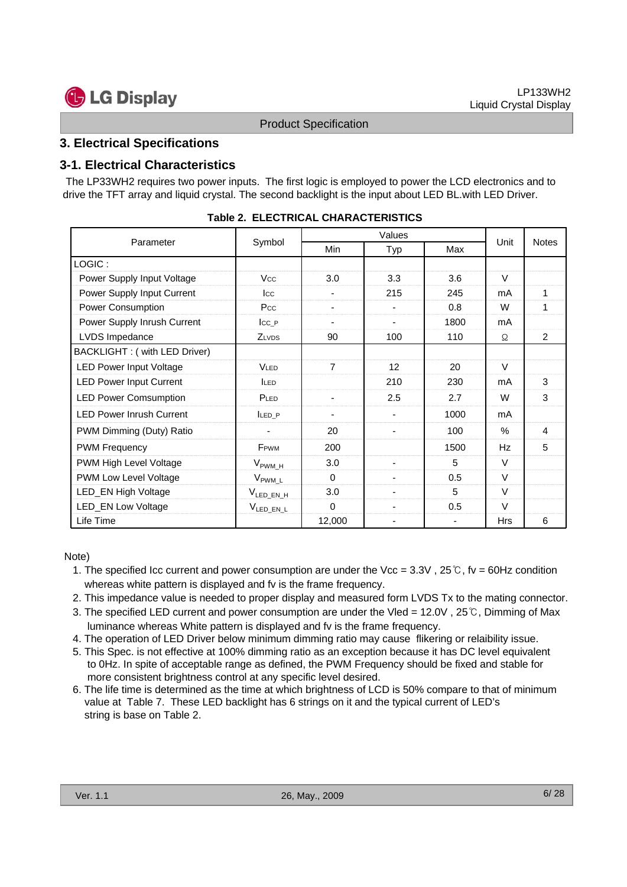## 3. Electrical Specifications

### 3-1. Electrical Characteristics

The LP33WH2 requires two power inputs. The first logic is employed to power the LCD electronics and to drive the TFT array and liquid crystal. The second backlight is the input about LED BL.with LED Driver.

**Table 2. ELECTRICAL CHARACTERISTICS**

| Parameter | Symbol | Values | | | Unit | Notes |
|---|---|---|---|---|---|---|
| | | Min | Typ | Max | | |
| LOGIC : | | | | | | |
| Power Supply Input Voltage | Vcc | 3.0 | 3.3 | 3.6 | V | |
| Power Supply Input Current | Icc | - | 215 | 245 | mA | 1 |
| Power Consumption | Pcc | - | - | 0.8 | W | 1 |
| Power Supply Inrush Current | Icc_P | - | - | 1800 | mA | |
| LVDS Impedance | ZLVDS | 90 | 100 | 110 | Ω | 2 |
| BACKLIGHT : ( with LED Driver) | | | | | | |
| LED Power Input Voltage | VLED | 7 | 12 | 20 | V | |
| LED Power Input Current | ILED | | 210 | 230 | mA | 3 |
| LED Power Comsumption | PLED | - | 2.5 | 2.7 | W | 3 |
| LED Power Inrush Current | ILED_P | - | - | 1000 | mA | |
| PWM Dimming (Duty) Ratio | - | 20 | - | 100 | % | 4 |
| PWM Frequency | FPWM | 200 | | 1500 | Hz | 5 |
| PWM High Level Voltage | $V_{PWM\_H}$ | 3.0 | - | 5 | V | |
| PWM Low Level Voltage | $V_{PWM\_L}$ | 0 | - | 0.5 | V | |
| LED_EN High Voltage | $V_{LED\_EN\_H}$ | 3.0 | - | 5 | V | |
| LED_EN Low Voltage | $V_{LED\_EN\_L}$ | 0 | - | 0.5 | V | |
| Life Time | | 12,000 | - | - | Hrs | 6 |

Note)

1. The specified Icc current and power consumption are under the Vcc = 3.3V , 25℃, fv = 60Hz condition whereas white pattern is displayed and fv is the frame frequency.
2. This impedance value is needed to proper display and measured form LVDS Tx to the mating connector.
3. The specified LED current and power consumption are under the Vled = 12.0V , 25℃, Dimming of Max luminance whereas White pattern is displayed and fv is the frame frequency.
4. The operation of LED Driver below minimum dimming ratio may cause flikering or relaibility issue.
5. This Spec. is not effective at 100% dimming ratio as an exception because it has DC level equivalent to 0Hz. In spite of acceptable range as defined, the PWM Frequency should be fixed and stable for more consistent brightness control at any specific level desired.
6. The life time is determined as the time at which brightness of LCD is 50% compare to that of minimum value at Table 7. These LED backlight has 6 strings on it and the typical current of LED's string is base on Table 2.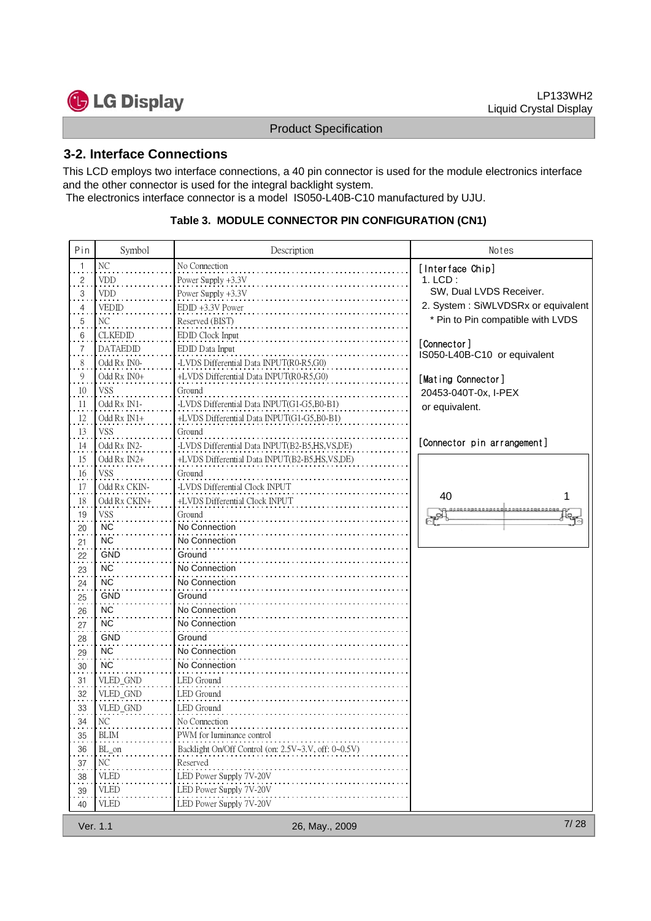## 3-2. Interface Connections

This LCD employs two interface connections, a 40 pin connector is used for the module electronics interface and the other connector is used for the integral backlight system.
The electronics interface connector is a model IS050-L40B-C10 manufactured by UJU.

**Table 3. MODULE CONNECTOR PIN CONFIGURATION (CN1)**

| Pin | Symbol | Description | Notes |
|---|---|---|---|
| 1 | NC | No Connection | [Interface Chip]<br>1. LCD :<br>SW, Dual LVDS Receiver.<br>2. System : SiWLVDSRx or equivalent<br>* Pin to Pin compatible with LVDS<br><br>[Connector]<br>IS050-L40B-C10 or equivalent<br><br>[Mating Connector]<br>20453-040T-0x, I-PEX<br>or equivalent.<br><br>[Connector pin arrangement]<br>40 … 1 |
| 2 | VDD | Power Supply +3.3V | |
| 3 | VDD | Power Supply +3.3V | |
| 4 | VEDID | EDID +3.3V Power | |
| 5 | NC | Reserved (BIST) | |
| 6 | CLKEDID | EDID Clock Input | |
| 7 | DATAEDID | EDID Data Input | |
| 8 | Odd Rx IN0- | -LVDS Differential Data INPUT(R0-R5,G0) | |
| 9 | Odd Rx IN0+ | +LVDS Differential Data INPUT(R0-R5,G0) | |
| 10 | VSS | Ground | |
| 11 | Odd Rx IN1- | -LVDS Differential Data INPUT(G1-G5,B0-B1) | |
| 12 | Odd Rx IN1+ | +LVDS Differential Data INPUT(G1-G5,B0-B1) | |
| 13 | VSS | Ground | |
| 14 | Odd Rx IN2- | -LVDS Differential Data INPUT(B2-B5,HS,VS,DE) | |
| 15 | Odd Rx IN2+ | +LVDS Differential Data INPUT(B2-B5,HS,VS,DE) | |
| 16 | VSS | Ground | |
| 17 | Odd Rx CKIN- | -LVDS Differential Clock INPUT | |
| 18 | Odd Rx CKIN+ | +LVDS Differential Clock INPUT | |
| 19 | VSS | Ground | |
| 20 | NC | No Connection | |
| 21 | NC | No Connection | |
| 22 | GND | Ground | |
| 23 | NC | No Connection | |
| 24 | NC | No Connection | |
| 25 | GND | Ground | |
| 26 | NC | No Connection | |
| 27 | NC | No Connection | |
| 28 | GND | Ground | |
| 29 | NC | No Connection | |
| 30 | NC | No Connection | |
| 31 | VLED_GND | LED Ground | |
| 32 | VLED_GND | LED Ground | |
| 33 | VLED_GND | LED Ground | |
| 34 | NC | No Connection | |
| 35 | BLIM | PWM for luminance control | |
| 36 | BL_on | Backlight On/Off Control (on: 2.5V~3.V, off: 0~0.5V) | |
| 37 | NC | Reserved | |
| 38 | VLED | LED Power Supply 7V-20V | |
| 39 | VLED | LED Power Supply 7V-20V | |
| 40 | VLED | LED Power Supply 7V-20V | |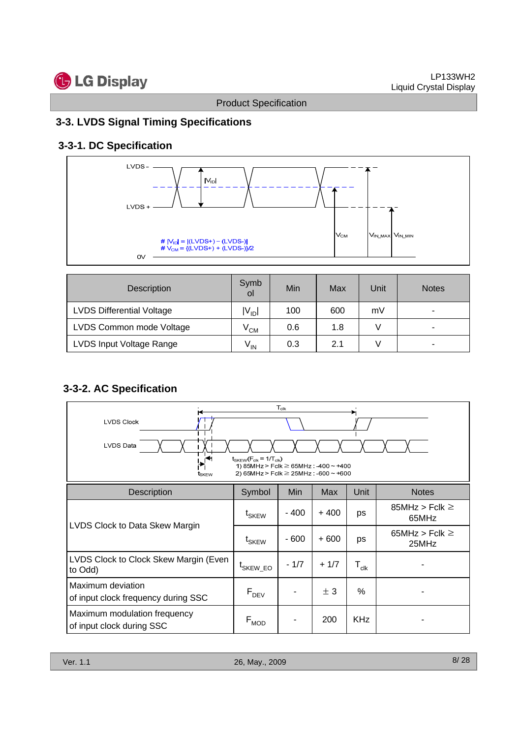## 3-3. LVDS Signal Timing Specifications

### 3-3-1. DC Specification

LVDS -

LVDS +

$|V_{ID}|$

$V_{CM}$

$V_{IN\_MAX}$ $V_{IN\_MIN}$

# $|V_{ID}|$ = |(LVDS+) – (LVDS-)|
# $V_{CM}$ = {(LVDS+) + (LVDS-)}/2

0V

| Description | Symbol | Min | Max | Unit | Notes |
|---|---|---|---|---|---|
| LVDS Differential Voltage | $\|V_{ID}\|$ | 100 | 600 | mV | - |
| LVDS Common mode Voltage | $V_{CM}$ | 0.6 | 1.8 | V | - |
| LVDS Input Voltage Range | $V_{IN}$ | 0.3 | 2.1 | V | - |

### 3-3-2. AC Specification

LVDS Clock

LVDS Data

$T_{clk}$

$t_{SKEW}$

$t_{SKEW}$ ($F_{clk}$ = $1/T_{clk}$)
1) 85MHz > Fclk ≥ 65MHz : -400 ~ +400
2) 65MHz > Fclk ≥ 25MHz : -600 ~ +600

| Description | Symbol | Min | Max | Unit | Notes |
|---|---|---|---|---|---|
| LVDS Clock to Data Skew Margin | $t_{SKEW}$ | - 400 | + 400 | ps | 85MHz > Fclk ≥ 65MHz |
| | $t_{SKEW}$ | - 600 | + 600 | ps | 65MHz > Fclk ≥ 25MHz |
| LVDS Clock to Clock Skew Margin (Even to Odd) | $t_{SKEW\_EO}$ | - 1/7 | + 1/7 | $T_{clk}$ | - |
| Maximum deviation of input clock frequency during SSC | $F_{DEV}$ | - | ± 3 | % | - |
| Maximum modulation frequency of input clock during SSC | $F_{MOD}$ | - | 200 | KHz | - |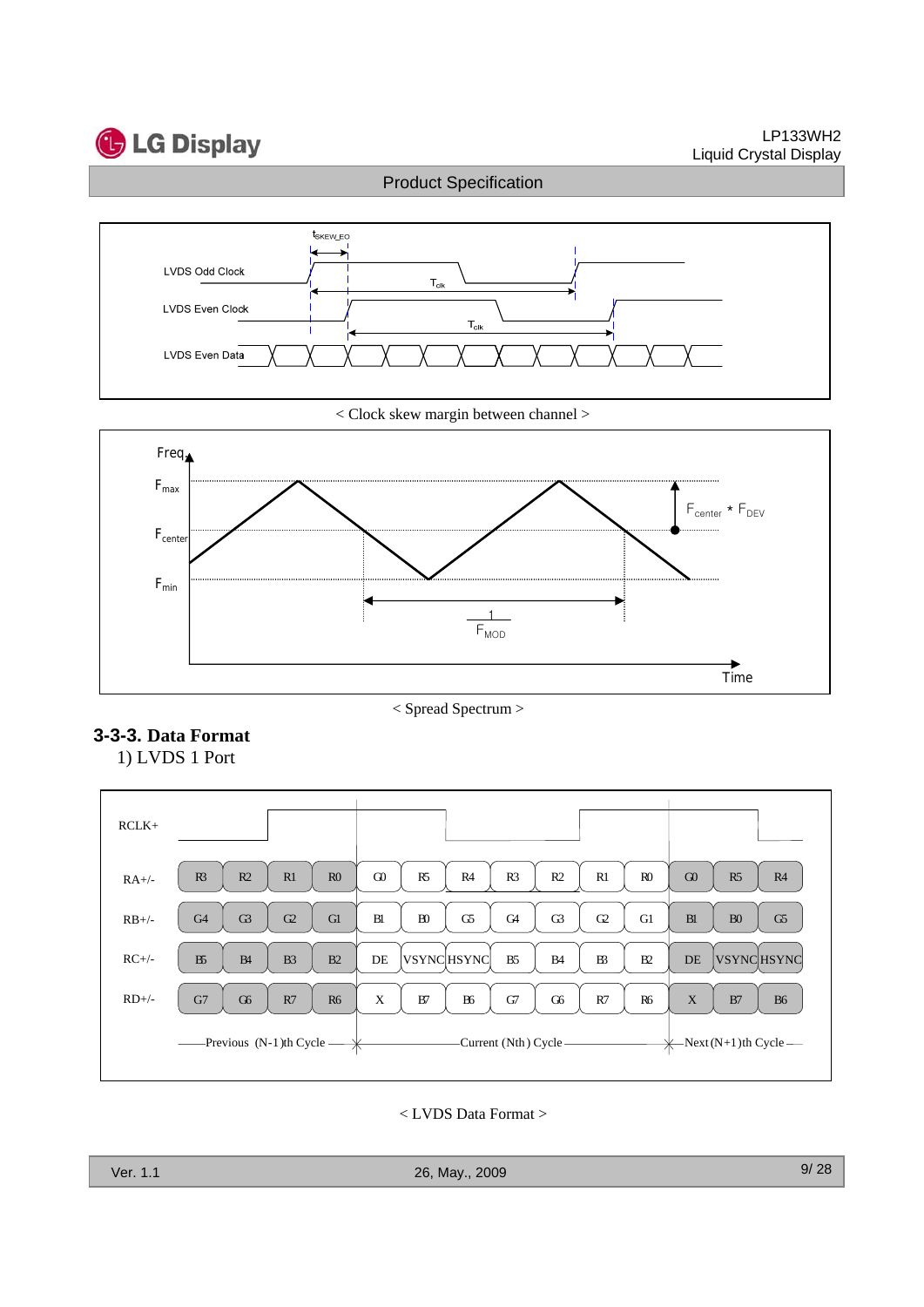< Clock skew margin between channel >

< Spread Spectrum >

### 3-3-3. Data Format

1) LVDS 1 Port

| RCLK+ | | | | | | | | | | | | | | |
|---|---|---|---|---|---|---|---|---|---|---|---|---|---|---|
| RA+/- | R3 | R2 | R1 | R0 | G0 | R5 | R4 | R3 | R2 | R1 | R0 | G0 | R5 | R4 |
| RB+/- | G4 | G3 | G2 | G1 | B1 | B0 | G5 | G4 | G3 | G2 | G1 | B1 | B0 | G5 |
| RC+/- | B5 | B4 | B3 | B2 | DE | VSYNC | HSYNC | B5 | B4 | B3 | B2 | DE | VSYNC | HSYNC |
| RD+/- | G7 | G6 | R7 | R6 | X | B7 | B6 | G7 | G6 | R7 | R6 | X | B7 | B6 |
| | Previous (N-1)th Cycle | | | | Current (Nth) Cycle | | | | | | | Next (N+1)th Cycle | | |

< LVDS Data Format >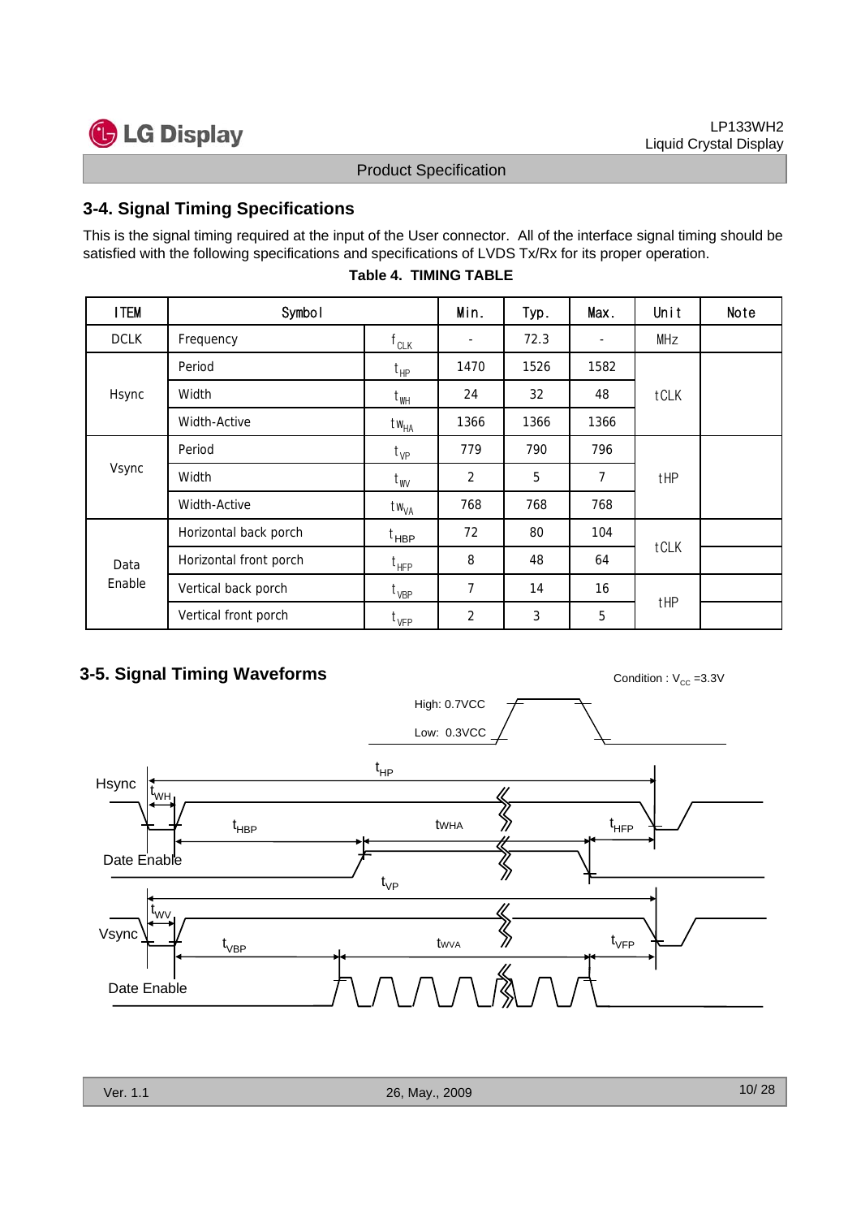## 3-4. Signal Timing Specifications

This is the signal timing required at the input of the User connector. All of the interface signal timing should be satisfied with the following specifications and specifications of LVDS Tx/Rx for its proper operation.

**Table 4. TIMING TABLE**

| ITEM | Symbol | | Min. | Typ. | Max. | Unit | Note |
|---|---|---|---|---|---|---|---|
| DCLK | Frequency | $f_{CLK}$ | - | 72.3 | - | MHz | |
| Hsync | Period | $t_{HP}$ | 1470 | 1526 | 1582 | tCLK | |
| | Width | $t_{WH}$ | 24 | 32 | 48 | | |
| | Width-Active | $tw_{HA}$ | 1366 | 1366 | 1366 | | |
| Vsync | Period | $t_{VP}$ | 779 | 790 | 796 | tHP | |
| | Width | $t_{WV}$ | 2 | 5 | 7 | | |
| | Width-Active | $tw_{VA}$ | 768 | 768 | 768 | | |
| Data Enable | Horizontal back porch | $t_{HBP}$ | 72 | 80 | 104 | tCLK | |
| | Horizontal front porch | $t_{HFP}$ | 8 | 48 | 64 | | |
| | Vertical back porch | $t_{VBP}$ | 7 | 14 | 16 | tHP | |
| | Vertical front porch | $t_{VFP}$ | 2 | 3 | 5 | | |

## 3-5. Signal Timing Waveforms

Condition : $V_{CC}$ =3.3V

High: 0.7VCC

Low: 0.3VCC

Hsync, Date Enable, Vsync, Date Enable

$t_{HP}$, $t_{WH}$, $t_{HBP}$, $t_{WHA}$, $t_{HFP}$, $t_{VP}$, $t_{WV}$, $t_{VBP}$, $t_{WVA}$, $t_{VFP}$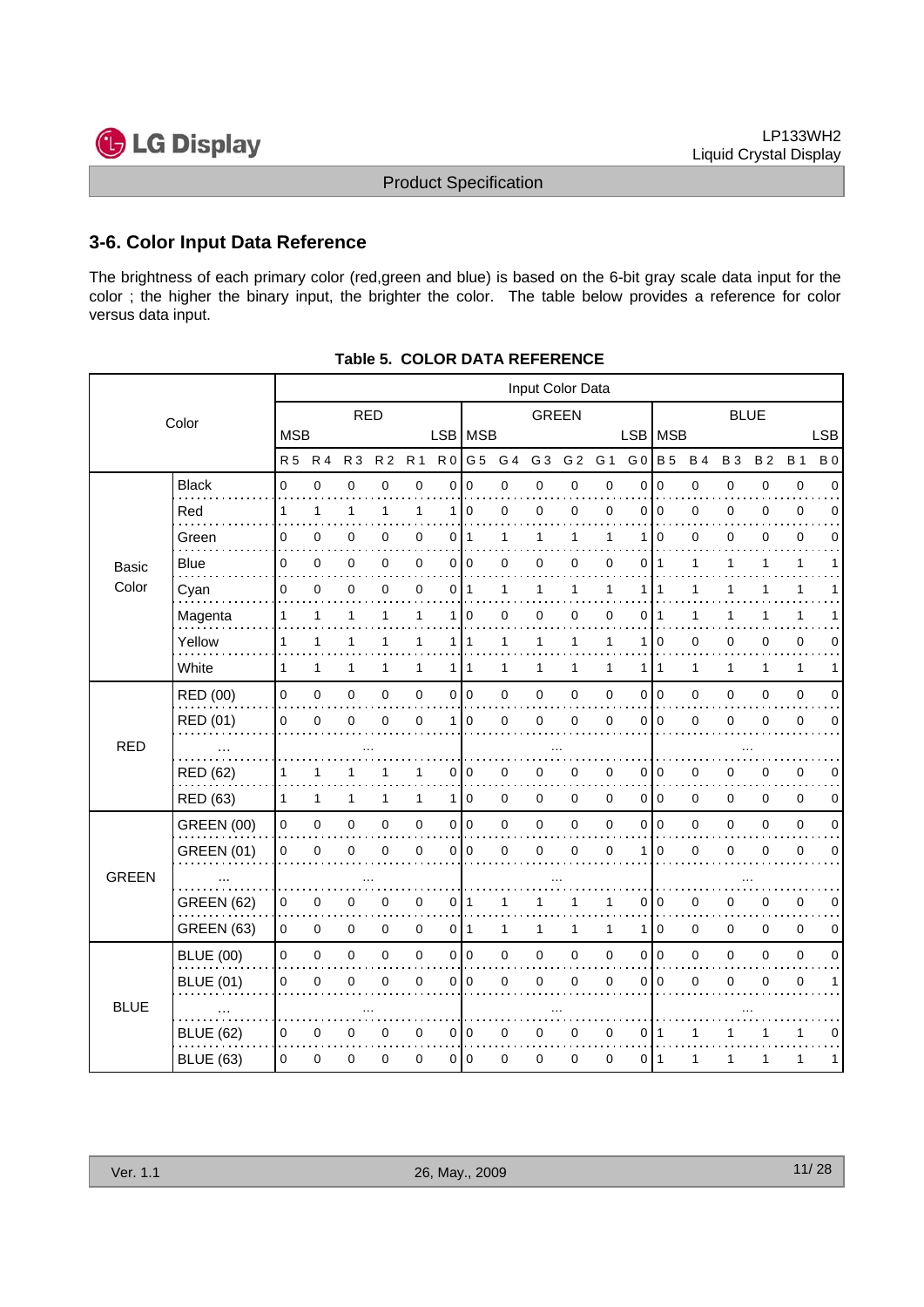## 3-6. Color Input Data Reference

The brightness of each primary color (red,green and blue) is based on the 6-bit gray scale data input for the color ; the higher the binary input, the brighter the color. The table below provides a reference for color versus data input.

**Table 5. COLOR DATA REFERENCE**

| Color | | Input Color Data | | | | | | | | | | | | | | | | | |
|---|---|---|---|---|---|---|---|---|---|---|---|---|---|---|---|---|---|---|---|
| | | RED | | | | | | GREEN | | | | | | BLUE | | | | | |
| | | MSB | | | | | LSB | MSB | | | | | LSB | MSB | | | | | LSB |
| | | R 5 | R 4 | R 3 | R 2 | R 1 | R 0 | G 5 | G 4 | G 3 | G 2 | G 1 | G 0 | B 5 | B 4 | B 3 | B 2 | B 1 | B 0 |
| Basic Color | Black | 0 | 0 | 0 | 0 | 0 | 0 | 0 | 0 | 0 | 0 | 0 | 0 | 0 | 0 | 0 | 0 | 0 | 0 |
| | Red | 1 | 1 | 1 | 1 | 1 | 1 | 0 | 0 | 0 | 0 | 0 | 0 | 0 | 0 | 0 | 0 | 0 | 0 |
| | Green | 0 | 0 | 0 | 0 | 0 | 0 | 1 | 1 | 1 | 1 | 1 | 1 | 0 | 0 | 0 | 0 | 0 | 0 |
| | Blue | 0 | 0 | 0 | 0 | 0 | 0 | 0 | 0 | 0 | 0 | 0 | 0 | 1 | 1 | 1 | 1 | 1 | 1 |
| | Cyan | 0 | 0 | 0 | 0 | 0 | 0 | 1 | 1 | 1 | 1 | 1 | 1 | 1 | 1 | 1 | 1 | 1 | 1 |
| | Magenta | 1 | 1 | 1 | 1 | 1 | 1 | 0 | 0 | 0 | 0 | 0 | 0 | 1 | 1 | 1 | 1 | 1 | 1 |
| | Yellow | 1 | 1 | 1 | 1 | 1 | 1 | 1 | 1 | 1 | 1 | 1 | 1 | 0 | 0 | 0 | 0 | 0 | 0 |
| | White | 1 | 1 | 1 | 1 | 1 | 1 | 1 | 1 | 1 | 1 | 1 | 1 | 1 | 1 | 1 | 1 | 1 | 1 |
| RED | RED (00) | 0 | 0 | 0 | 0 | 0 | 0 | 0 | 0 | 0 | 0 | 0 | 0 | 0 | 0 | 0 | 0 | 0 | 0 |
| | RED (01) | 0 | 0 | 0 | 0 | 0 | 1 | 0 | 0 | 0 | 0 | 0 | 0 | 0 | 0 | 0 | 0 | 0 | 0 |
| | ... | ... | | | | | | ... | | | | | | ... | | | | | |
| | RED (62) | 1 | 1 | 1 | 1 | 1 | 0 | 0 | 0 | 0 | 0 | 0 | 0 | 0 | 0 | 0 | 0 | 0 | 0 |
| | RED (63) | 1 | 1 | 1 | 1 | 1 | 1 | 0 | 0 | 0 | 0 | 0 | 0 | 0 | 0 | 0 | 0 | 0 | 0 |
| GREEN | GREEN (00) | 0 | 0 | 0 | 0 | 0 | 0 | 0 | 0 | 0 | 0 | 0 | 0 | 0 | 0 | 0 | 0 | 0 | 0 |
| | GREEN (01) | 0 | 0 | 0 | 0 | 0 | 0 | 0 | 0 | 0 | 0 | 0 | 1 | 0 | 0 | 0 | 0 | 0 | 0 |
| | ... | ... | | | | | | ... | | | | | | ... | | | | | |
| | GREEN (62) | 0 | 0 | 0 | 0 | 0 | 0 | 1 | 1 | 1 | 1 | 1 | 0 | 0 | 0 | 0 | 0 | 0 | 0 |
| | GREEN (63) | 0 | 0 | 0 | 0 | 0 | 0 | 1 | 1 | 1 | 1 | 1 | 1 | 0 | 0 | 0 | 0 | 0 | 0 |
| BLUE | BLUE (00) | 0 | 0 | 0 | 0 | 0 | 0 | 0 | 0 | 0 | 0 | 0 | 0 | 0 | 0 | 0 | 0 | 0 | 0 |
| | BLUE (01) | 0 | 0 | 0 | 0 | 0 | 0 | 0 | 0 | 0 | 0 | 0 | 0 | 0 | 0 | 0 | 0 | 0 | 1 |
| | ... | ... | | | | | | ... | | | | | | ... | | | | | |
| | BLUE (62) | 0 | 0 | 0 | 0 | 0 | 0 | 0 | 0 | 0 | 0 | 0 | 0 | 1 | 1 | 1 | 1 | 1 | 0 |
| | BLUE (63) | 0 | 0 | 0 | 0 | 0 | 0 | 0 | 0 | 0 | 0 | 0 | 0 | 1 | 1 | 1 | 1 | 1 | 1 |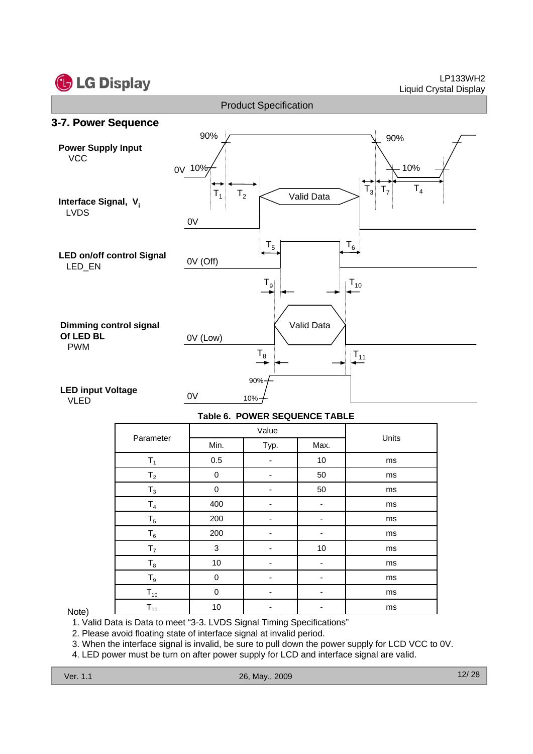## 3-7. Power Sequence

**Power Supply Input**
VCC

**Interface Signal, $V_i$**
LVDS

**LED on/off control Signal**
LED_EN

**Dimming control signal Of LED BL**
PWM

**LED input Voltage**
VLED

**Table 6. POWER SEQUENCE TABLE**

| Parameter | Value | | | Units |
|---|---|---|---|---|
| | Min. | Typ. | Max. | |
| $T_1$ | 0.5 | - | 10 | ms |
| $T_2$ | 0 | - | 50 | ms |
| $T_3$ | 0 | - | 50 | ms |
| $T_4$ | 400 | - | - | ms |
| $T_5$ | 200 | - | - | ms |
| $T_6$ | 200 | - | - | ms |
| $T_7$ | 3 | - | 10 | ms |
| $T_8$ | 10 | - | - | ms |
| $T_9$ | 0 | - | - | ms |
| $T_{10}$ | 0 | - | - | ms |
| $T_{11}$ | 10 | - | - | ms |

Note)
1. Valid Data is Data to meet “3-3. LVDS Signal Timing Specifications”
2. Please avoid floating state of interface signal at invalid period.
3. When the interface signal is invalid, be sure to pull down the power supply for LCD VCC to 0V.
4. LED power must be turn on after power supply for LCD and interface signal are valid.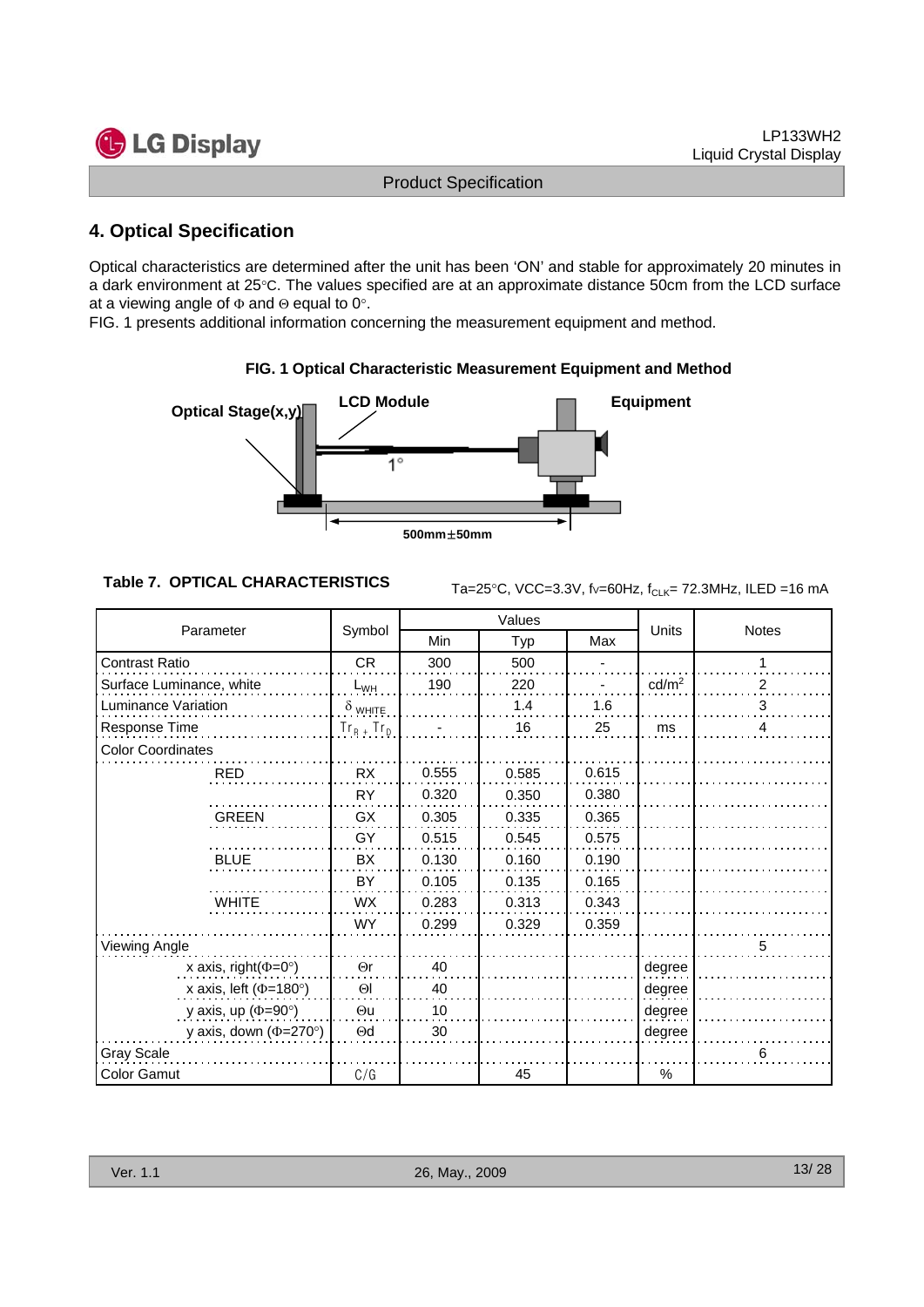## 4. Optical Specification

Optical characteristics are determined after the unit has been 'ON' and stable for approximately 20 minutes in a dark environment at 25°C. The values specified are at an approximate distance 50cm from the LCD surface at a viewing angle of Φ and Θ equal to 0°.

FIG. 1 presents additional information concerning the measurement equipment and method.

**FIG. 1 Optical Characteristic Measurement Equipment and Method**

Optical Stage(x,y) LCD Module Equipment 1° 500mm±50mm

**Table 7. OPTICAL CHARACTERISTICS**

Ta=25°C, VCC=3.3V, fv=60Hz, $f_{CLK}$= 72.3MHz, ILED =16 mA

| Parameter | Symbol | Values | | | Units | Notes |
|---|---|---|---|---|---|---|
| | | Min | Typ | Max | | |
| Contrast Ratio | CR | 300 | 500 | - | | 1 |
| Surface Luminance, white | $L_{WH}$ | 190 | 220 | - | cd/m² | 2 |
| Luminance Variation | $\delta_{WHITE}$ | | 1.4 | 1.6 | | 3 |
| Response Time | $Tr_R + Tr_D$ | - | 16 | 25 | ms | 4 |
| Color Coordinates | | | | | | |
| RED | RX | 0.555 | 0.585 | 0.615 | | |
| | RY | 0.320 | 0.350 | 0.380 | | |
| GREEN | GX | 0.305 | 0.335 | 0.365 | | |
| | GY | 0.515 | 0.545 | 0.575 | | |
| BLUE | BX | 0.130 | 0.160 | 0.190 | | |
| | BY | 0.105 | 0.135 | 0.165 | | |
| WHITE | WX | 0.283 | 0.313 | 0.343 | | |
| | WY | 0.299 | 0.329 | 0.359 | | |
| Viewing Angle | | | | | | 5 |
| x axis, right(Φ=0°) | Θr | 40 | | | degree | |
| x axis, left (Φ=180°) | Θl | 40 | | | degree | |
| y axis, up (Φ=90°) | Θu | 10 | | | degree | |
| y axis, down (Φ=270°) | Θd | 30 | | | degree | |
| Gray Scale | | | | | | 6 |
| Color Gamut | C/G | | 45 | | % | |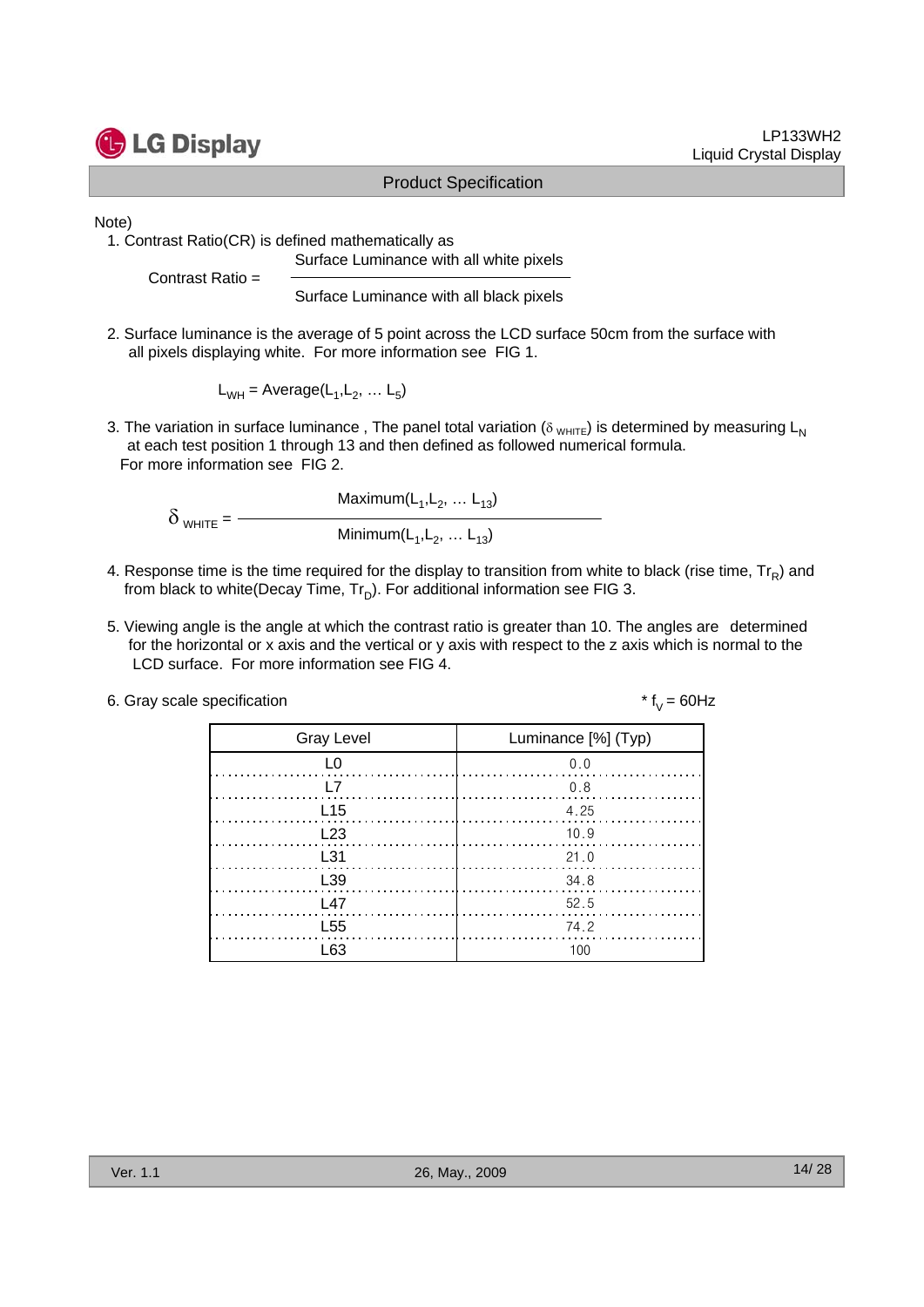Note)

1. Contrast Ratio(CR) is defined mathematically as

$$\text{Contrast Ratio} = \frac{\text{Surface Luminance with all white pixels}}{\text{Surface Luminance with all black pixels}}$$

2. Surface luminance is the average of 5 point across the LCD surface 50cm from the surface with all pixels displaying white. For more information see FIG 1.

$$L_{WH} = \text{Average}(L_1, L_2, \ldots L_5)$$

3. The variation in surface luminance , The panel total variation ($\delta_{WHITE}$) is determined by measuring $L_N$ at each test position 1 through 13 and then defined as followed numerical formula. For more information see FIG 2.

$$\delta_{WHITE} = \frac{\text{Maximum}(L_1, L_2, \ldots L_{13})}{\text{Minimum}(L_1, L_2, \ldots L_{13})}$$

4. Response time is the time required for the display to transition from white to black (rise time, $Tr_R$) and from black to white(Decay Time, $Tr_D$). For additional information see FIG 3.

5. Viewing angle is the angle at which the contrast ratio is greater than 10. The angles are determined for the horizontal or x axis and the vertical or y axis with respect to the z axis which is normal to the LCD surface. For more information see FIG 4.

6. Gray scale specification

\* $f_V$ = 60Hz

| Gray Level | Luminance [%] (Typ) |
|---|---|
| L0 | 0.0 |
| L7 | 0.8 |
| L15 | 4.25 |
| L23 | 10.9 |
| L31 | 21.0 |
| L39 | 34.8 |
| L47 | 52.5 |
| L55 | 74.2 |
| L63 | 100 |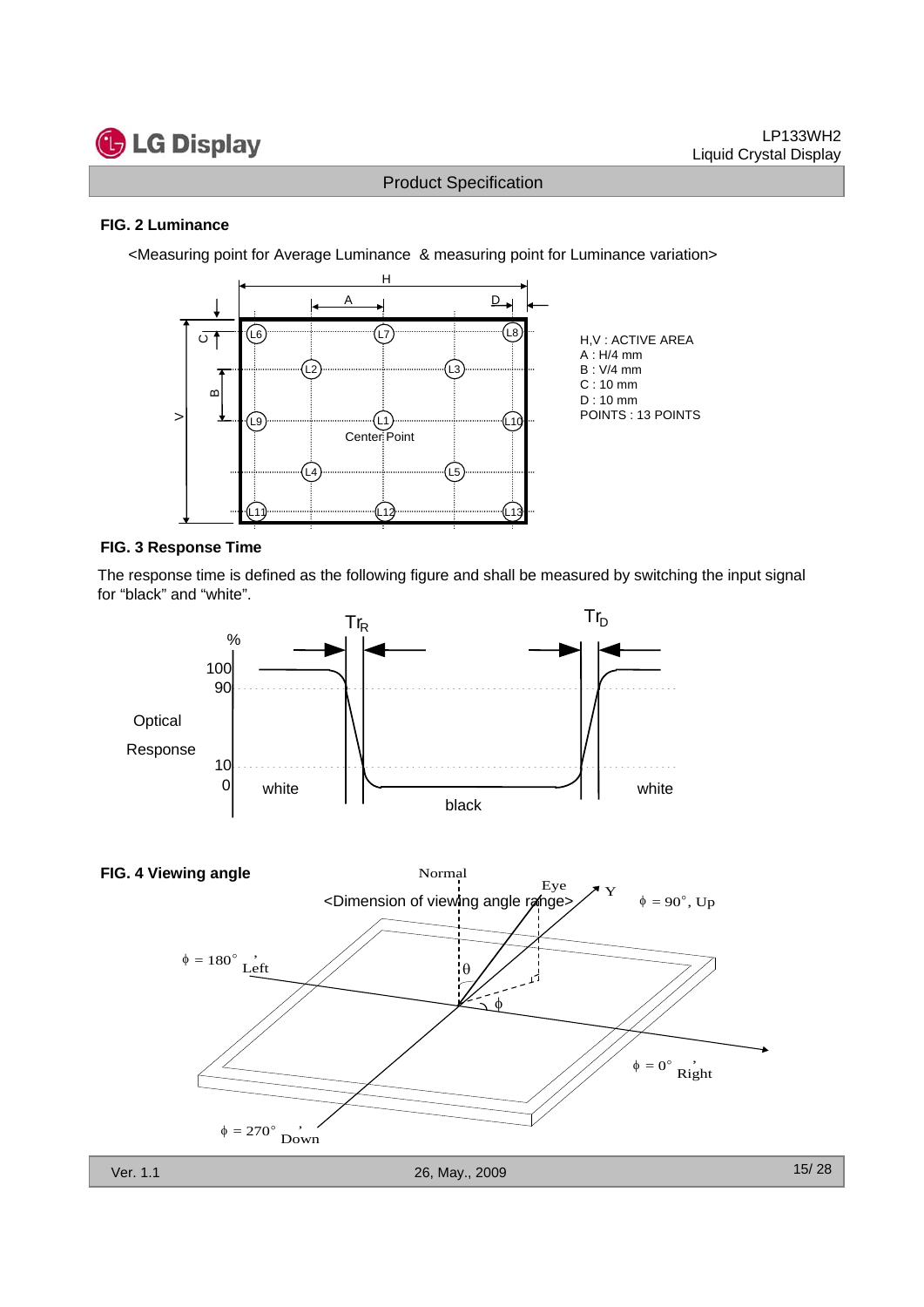**FIG. 2 Luminance**

<Measuring point for Average Luminance & measuring point for Luminance variation>

H,V : ACTIVE AREA
A : H/4 mm
B : V/4 mm
C : 10 mm
D : 10 mm
POINTS : 13 POINTS

**FIG. 3 Response Time**

The response time is defined as the following figure and shall be measured by switching the input signal for "black" and "white".

**FIG. 4 Viewing angle**

<Dimension of viewing angle range>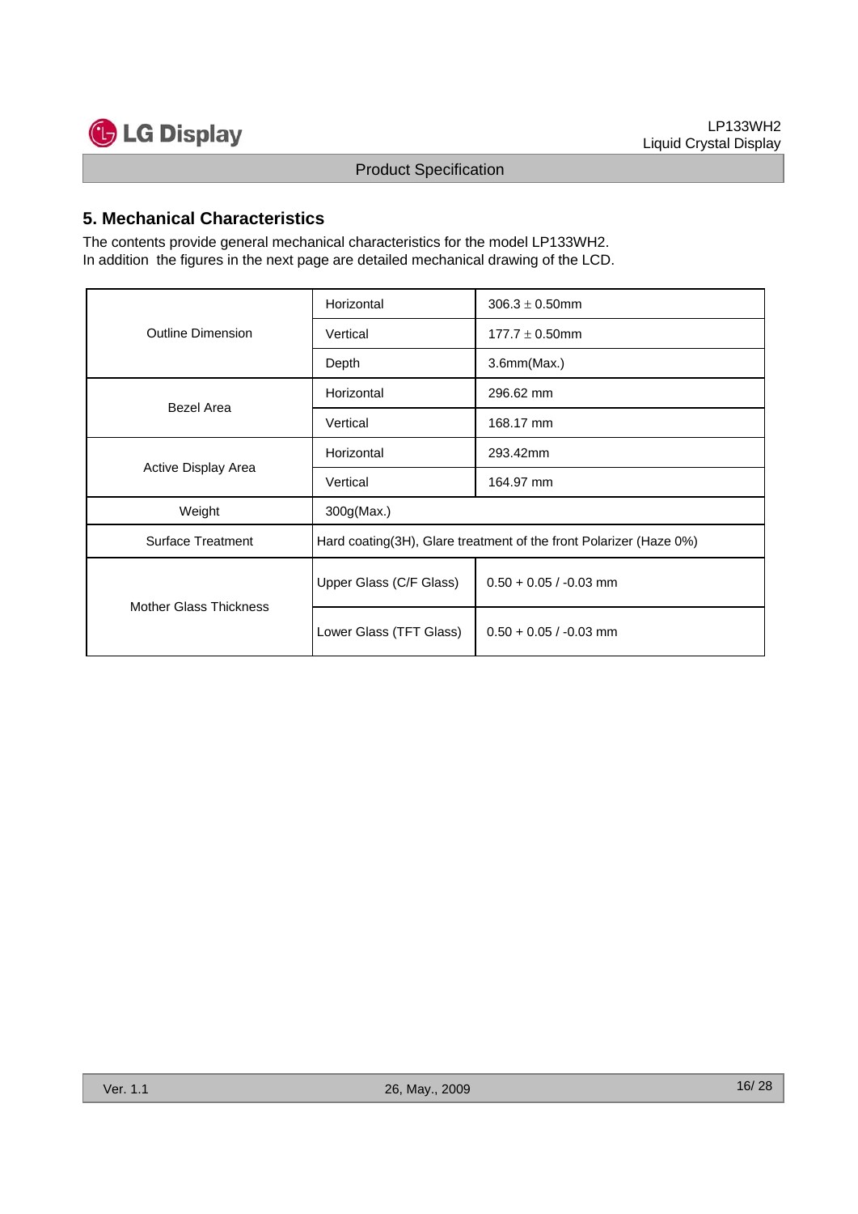## 5. Mechanical Characteristics

The contents provide general mechanical characteristics for the model LP133WH2.
In addition the figures in the next page are detailed mechanical drawing of the LCD.

| | | |
|---|---|---|
| Outline Dimension | Horizontal | 306.3 ± 0.50mm |
| | Vertical | 177.7 ± 0.50mm |
| | Depth | 3.6mm(Max.) |
| Bezel Area | Horizontal | 296.62 mm |
| | Vertical | 168.17 mm |
| Active Display Area | Horizontal | 293.42mm |
| | Vertical | 164.97 mm |
| Weight | 300g(Max.) | |
| Surface Treatment | Hard coating(3H), Glare treatment of the front Polarizer (Haze 0%) | |
| Mother Glass Thickness | Upper Glass (C/F Glass) | 0.50 + 0.05 / -0.03 mm |
| | Lower Glass (TFT Glass) | 0.50 + 0.05 / -0.03 mm |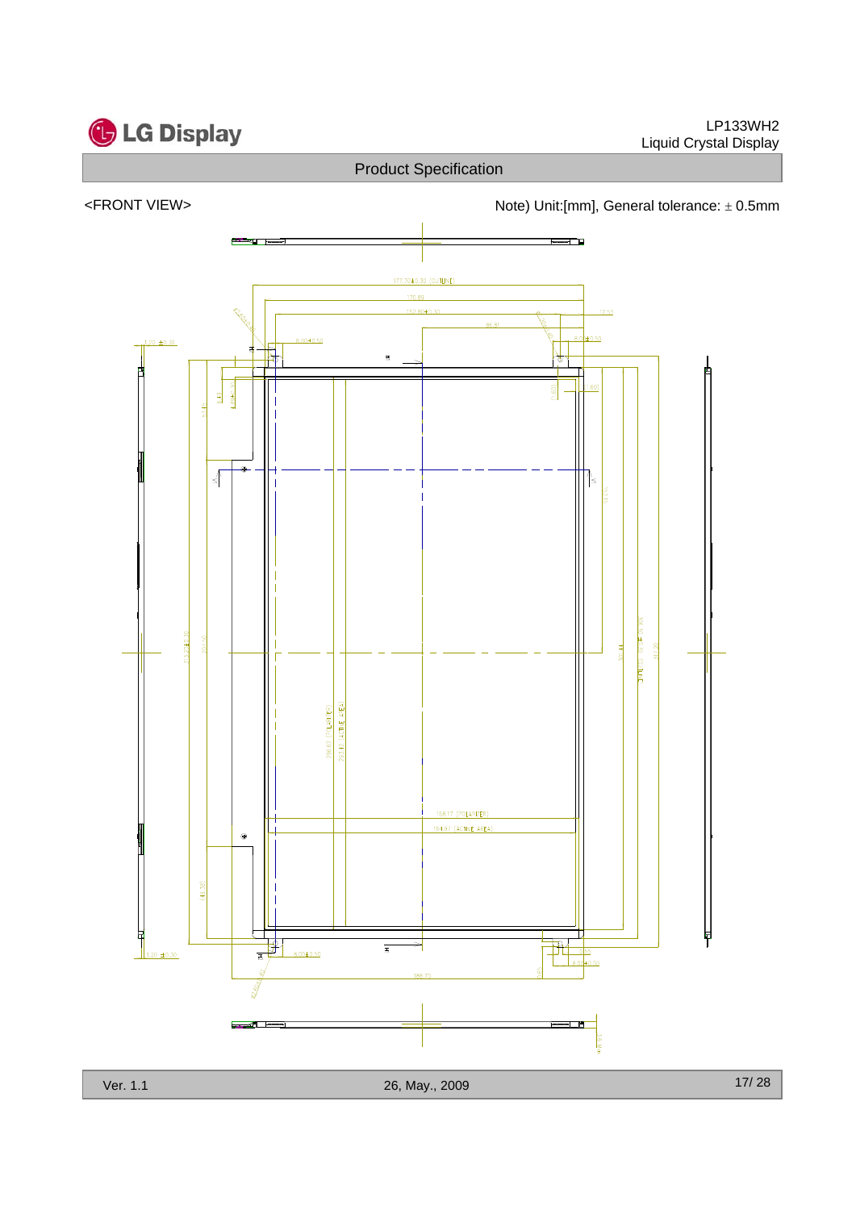## Product Specification

<FRONT VIEW>

Note) Unit:[mm], General tolerance: ± 0.5mm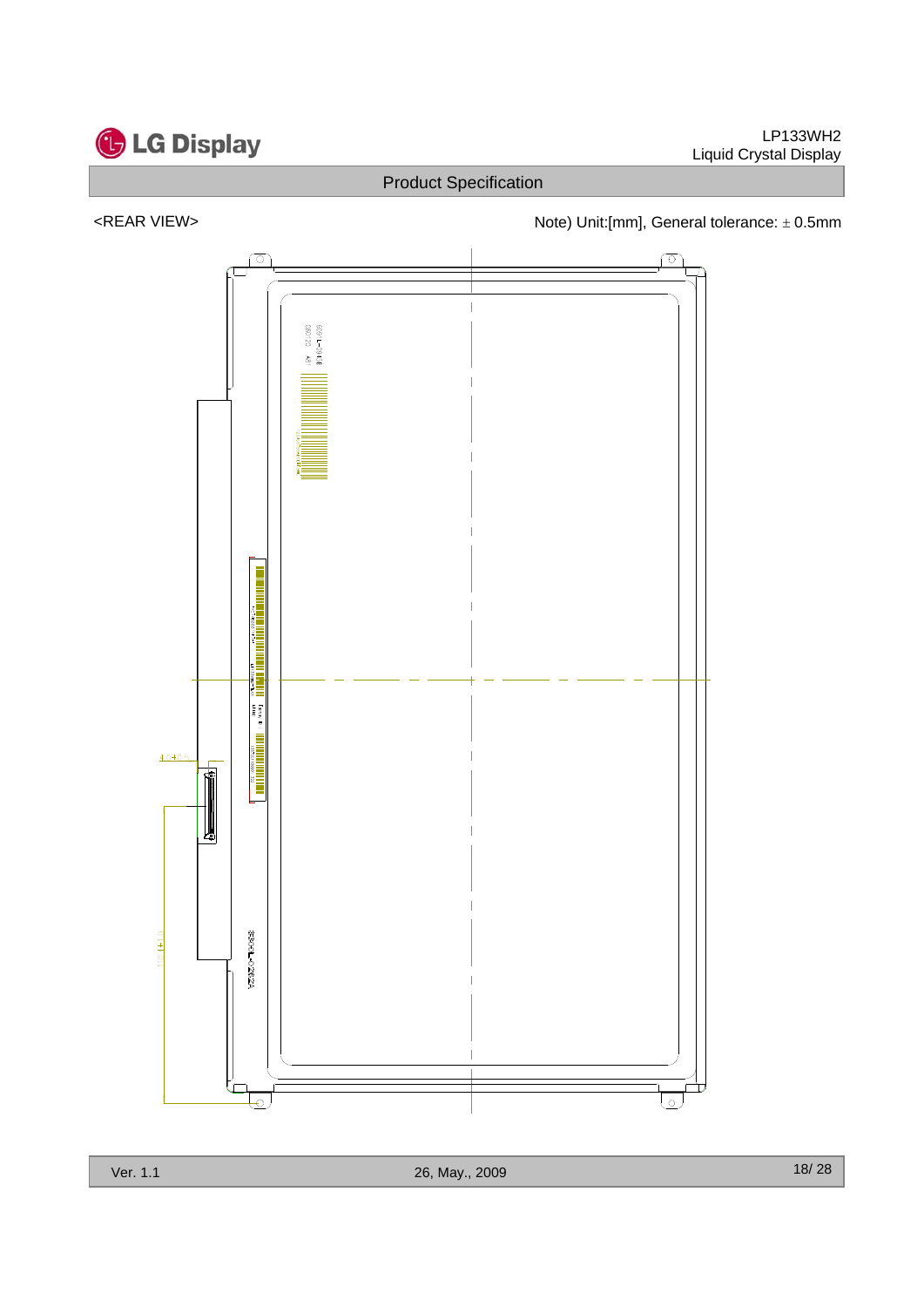<REAR VIEW>

Note) Unit:[mm], General tolerance: ± 0.5mm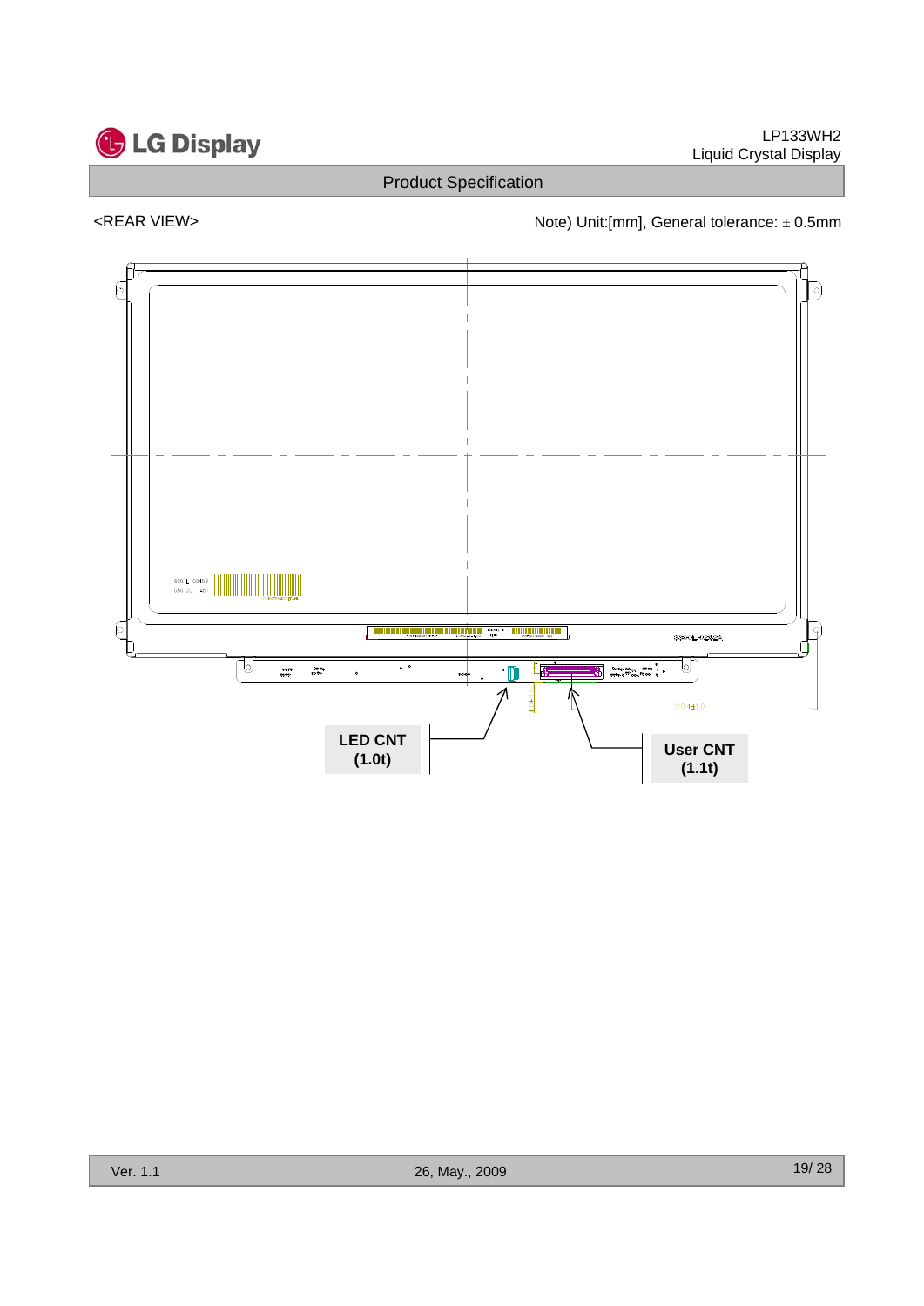<REAR VIEW>

Note) Unit:[mm], General tolerance: ± 0.5mm

LED CNT
(1.0t)

User CNT
(1.1t)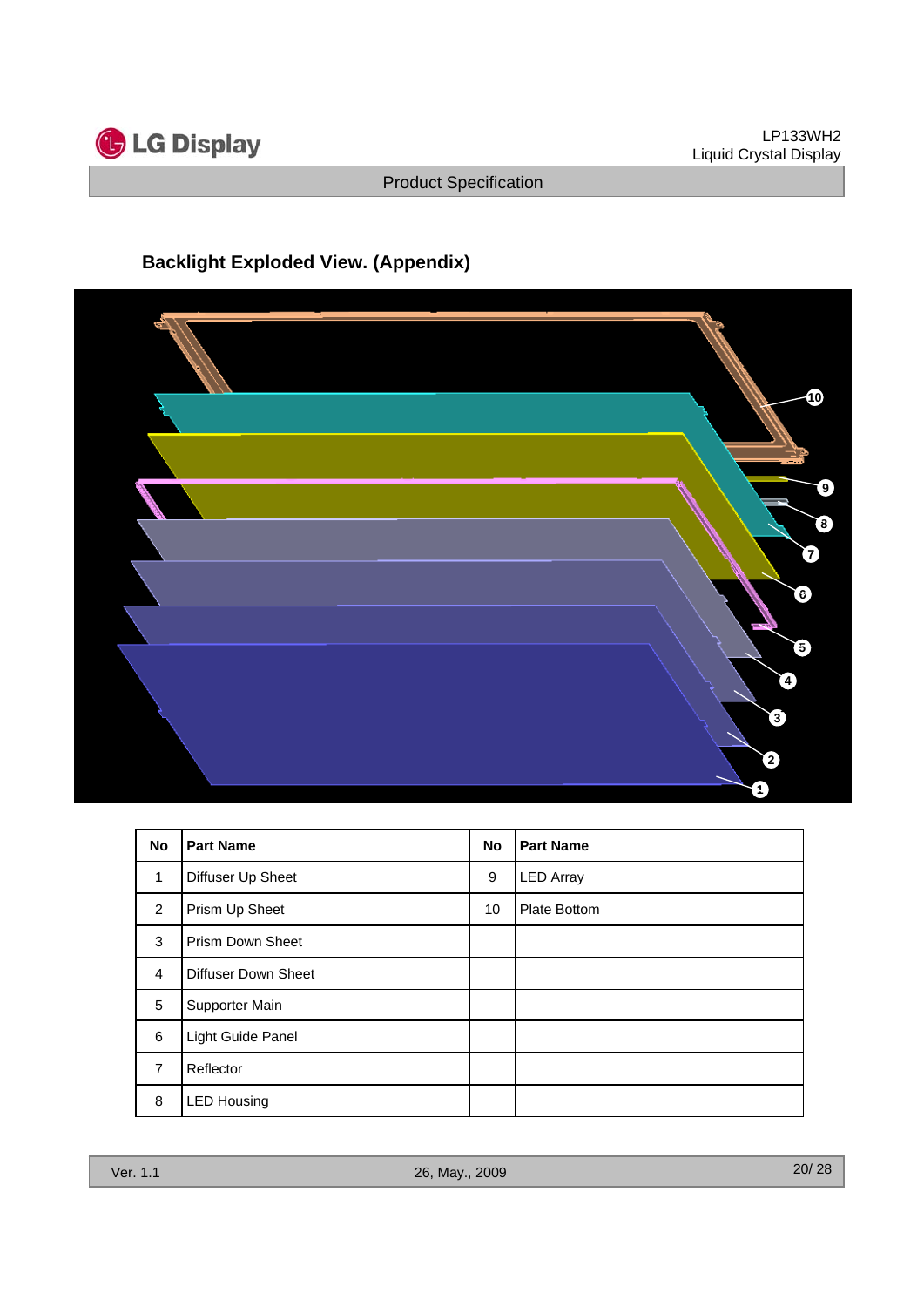## Backlight Exploded View. (Appendix)

| No | Part Name | No | Part Name |
|---|---|---|---|
| 1 | Diffuser Up Sheet | 9 | LED Array |
| 2 | Prism Up Sheet | 10 | Plate Bottom |
| 3 | Prism Down Sheet | | |
| 4 | Diffuser Down Sheet | | |
| 5 | Supporter Main | | |
| 6 | Light Guide Panel | | |
| 7 | Reflector | | |
| 8 | LED Housing | | |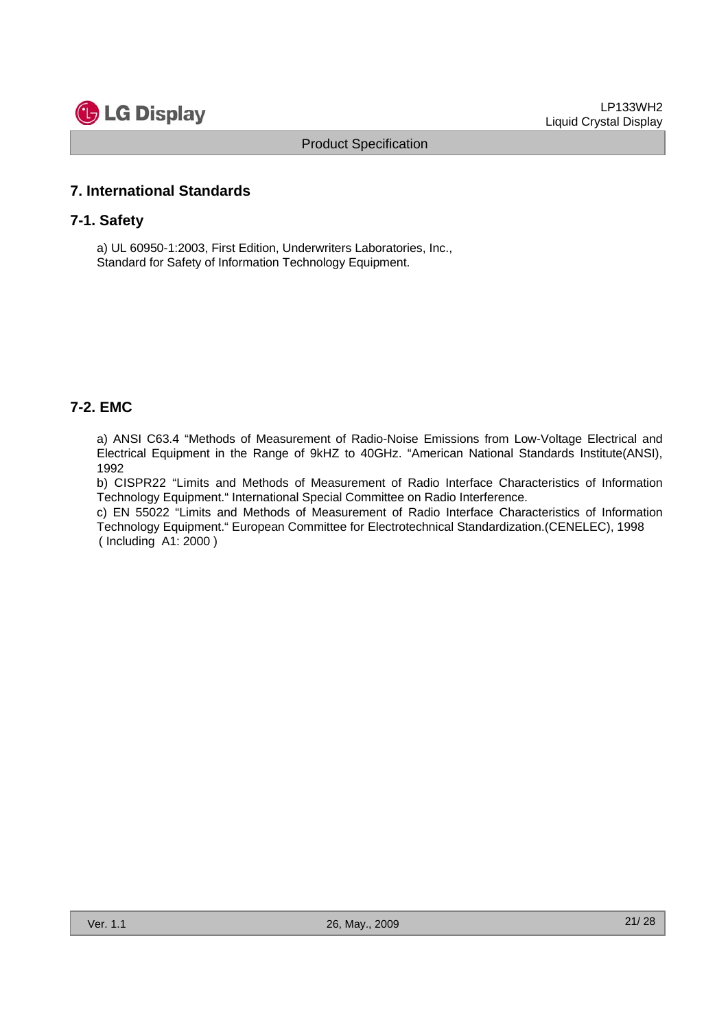## 7. International Standards

### 7-1. Safety

a) UL 60950-1:2003, First Edition, Underwriters Laboratories, Inc., Standard for Safety of Information Technology Equipment.

### 7-2. EMC

a) ANSI C63.4 "Methods of Measurement of Radio-Noise Emissions from Low-Voltage Electrical and Electrical Equipment in the Range of 9kHZ to 40GHz. "American National Standards Institute(ANSI), 1992

b) CISPR22 "Limits and Methods of Measurement of Radio Interface Characteristics of Information Technology Equipment." International Special Committee on Radio Interference.

c) EN 55022 "Limits and Methods of Measurement of Radio Interface Characteristics of Information Technology Equipment." European Committee for Electrotechnical Standardization.(CENELEC), 1998 ( Including A1: 2000 )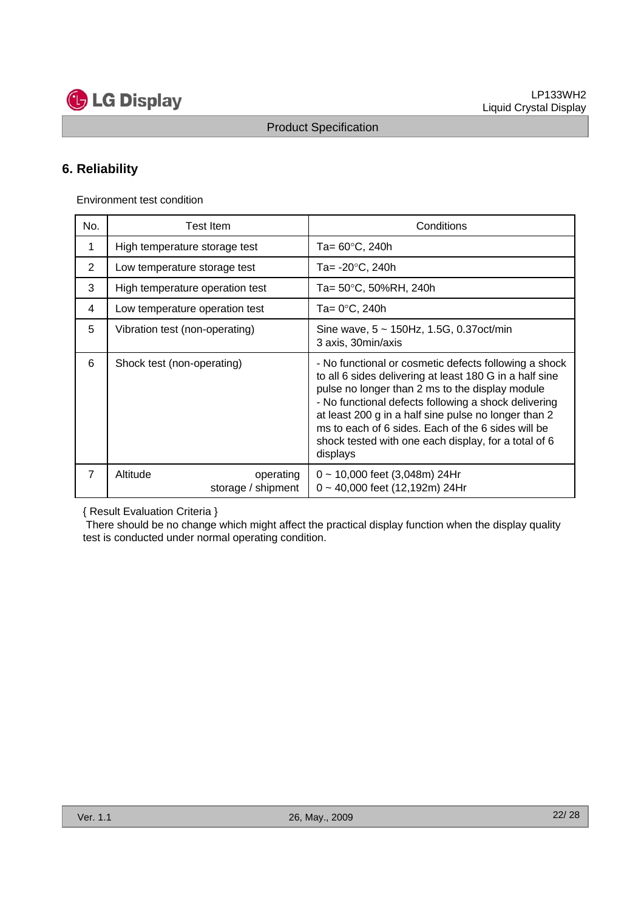## 6. Reliability

Environment test condition

| No. | Test Item | Conditions |
|---|---|---|
| 1 | High temperature storage test | Ta= 60°C, 240h |
| 2 | Low temperature storage test | Ta= -20°C, 240h |
| 3 | High temperature operation test | Ta= 50°C, 50%RH, 240h |
| 4 | Low temperature operation test | Ta= 0°C, 240h |
| 5 | Vibration test (non-operating) | Sine wave, 5 ~ 150Hz, 1.5G, 0.37oct/min<br>3 axis, 30min/axis |
| 6 | Shock test (non-operating) | - No functional or cosmetic defects following a shock to all 6 sides delivering at least 180 G in a half sine pulse no longer than 2 ms to the display module<br>- No functional defects following a shock delivering at least 200 g in a half sine pulse no longer than 2 ms to each of 6 sides. Each of the 6 sides will be shock tested with one each display, for a total of 6 displays |
| 7 | Altitude operating<br>storage / shipment | 0 ~ 10,000 feet (3,048m) 24Hr<br>0 ~ 40,000 feet (12,192m) 24Hr |

{ Result Evaluation Criteria }

There should be no change which might affect the practical display function when the display quality test is conducted under normal operating condition.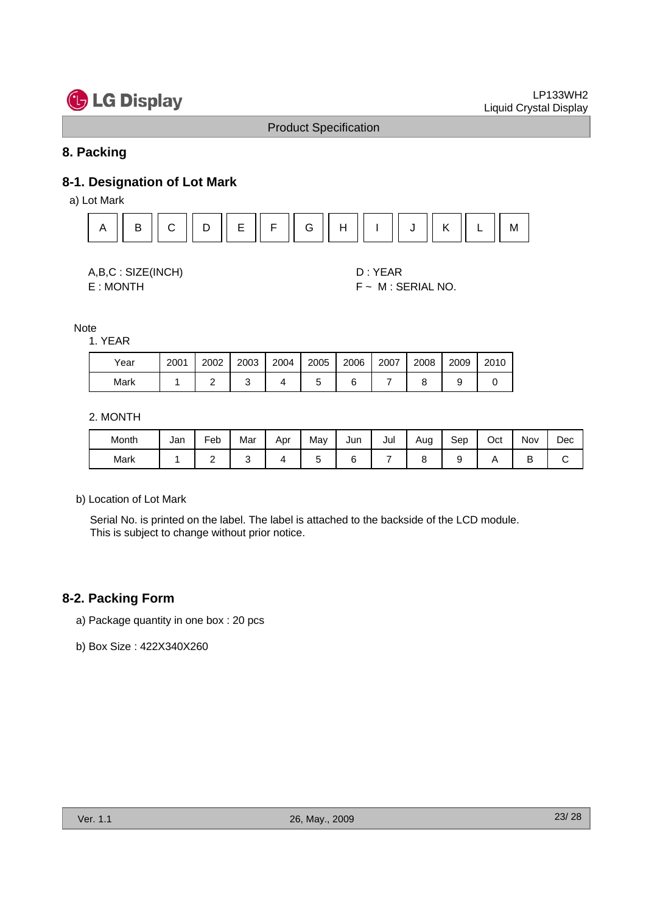## 8. Packing

### 8-1. Designation of Lot Mark

a) Lot Mark

| A | B | C | D | E | F | G | H | I | J | K | L | M |
|---|---|---|---|---|---|---|---|---|---|---|---|---|

A,B,C : SIZE(INCH)

D : YEAR

E : MONTH

F ~ M : SERIAL NO.

Note

1. YEAR

| Year | 2001 | 2002 | 2003 | 2004 | 2005 | 2006 | 2007 | 2008 | 2009 | 2010 |
|---|---|---|---|---|---|---|---|---|---|---|
| Mark | 1 | 2 | 3 | 4 | 5 | 6 | 7 | 8 | 9 | 0 |

2. MONTH

| Month | Jan | Feb | Mar | Apr | May | Jun | Jul | Aug | Sep | Oct | Nov | Dec |
|---|---|---|---|---|---|---|---|---|---|---|---|---|
| Mark | 1 | 2 | 3 | 4 | 5 | 6 | 7 | 8 | 9 | A | B | C |

b) Location of Lot Mark

Serial No. is printed on the label. The label is attached to the backside of the LCD module.
This is subject to change without prior notice.

### 8-2. Packing Form

a) Package quantity in one box : 20 pcs

b) Box Size : 422X340X260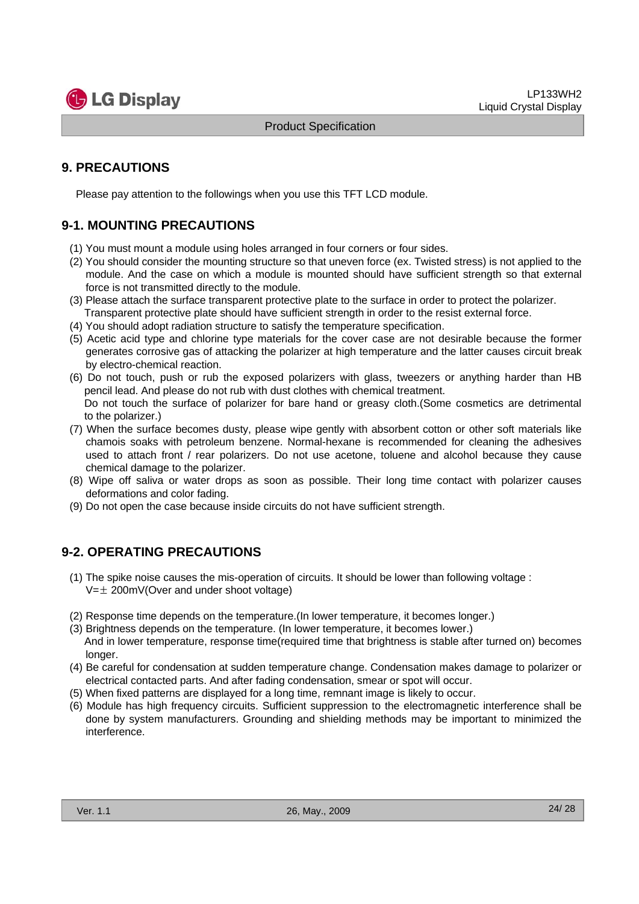## 9. PRECAUTIONS

Please pay attention to the followings when you use this TFT LCD module.

### 9-1. MOUNTING PRECAUTIONS

(1) You must mount a module using holes arranged in four corners or four sides.
(2) You should consider the mounting structure so that uneven force (ex. Twisted stress) is not applied to the module. And the case on which a module is mounted should have sufficient strength so that external force is not transmitted directly to the module.
(3) Please attach the surface transparent protective plate to the surface in order to protect the polarizer. Transparent protective plate should have sufficient strength in order to the resist external force.
(4) You should adopt radiation structure to satisfy the temperature specification.
(5) Acetic acid type and chlorine type materials for the cover case are not desirable because the former generates corrosive gas of attacking the polarizer at high temperature and the latter causes circuit break by electro-chemical reaction.
(6) Do not touch, push or rub the exposed polarizers with glass, tweezers or anything harder than HB pencil lead. And please do not rub with dust clothes with chemical treatment. Do not touch the surface of polarizer for bare hand or greasy cloth.(Some cosmetics are detrimental to the polarizer.)
(7) When the surface becomes dusty, please wipe gently with absorbent cotton or other soft materials like chamois soaks with petroleum benzene. Normal-hexane is recommended for cleaning the adhesives used to attach front / rear polarizers. Do not use acetone, toluene and alcohol because they cause chemical damage to the polarizer.
(8) Wipe off saliva or water drops as soon as possible. Their long time contact with polarizer causes deformations and color fading.
(9) Do not open the case because inside circuits do not have sufficient strength.

### 9-2. OPERATING PRECAUTIONS

(1) The spike noise causes the mis-operation of circuits. It should be lower than following voltage : $V=\pm$ 200mV(Over and under shoot voltage)

(2) Response time depends on the temperature.(In lower temperature, it becomes longer.)
(3) Brightness depends on the temperature. (In lower temperature, it becomes lower.) And in lower temperature, response time(required time that brightness is stable after turned on) becomes longer.
(4) Be careful for condensation at sudden temperature change. Condensation makes damage to polarizer or electrical contacted parts. And after fading condensation, smear or spot will occur.
(5) When fixed patterns are displayed for a long time, remnant image is likely to occur.
(6) Module has high frequency circuits. Sufficient suppression to the electromagnetic interference shall be done by system manufacturers. Grounding and shielding methods may be important to minimized the interference.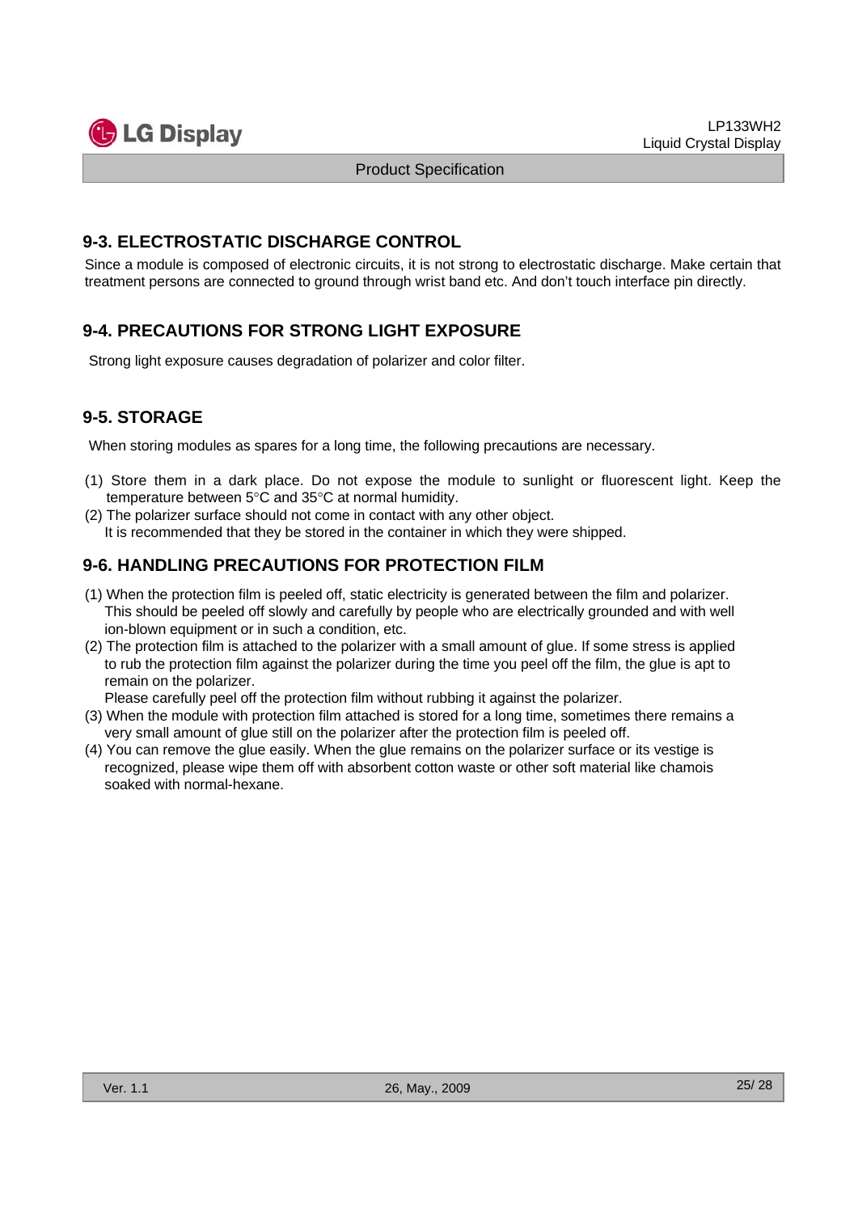## 9-3. ELECTROSTATIC DISCHARGE CONTROL

Since a module is composed of electronic circuits, it is not strong to electrostatic discharge. Make certain that treatment persons are connected to ground through wrist band etc. And don't touch interface pin directly.

## 9-4. PRECAUTIONS FOR STRONG LIGHT EXPOSURE

Strong light exposure causes degradation of polarizer and color filter.

## 9-5. STORAGE

When storing modules as spares for a long time, the following precautions are necessary.

(1) Store them in a dark place. Do not expose the module to sunlight or fluorescent light. Keep the temperature between 5°C and 35°C at normal humidity.

(2) The polarizer surface should not come in contact with any other object.
It is recommended that they be stored in the container in which they were shipped.

## 9-6. HANDLING PRECAUTIONS FOR PROTECTION FILM

(1) When the protection film is peeled off, static electricity is generated between the film and polarizer. This should be peeled off slowly and carefully by people who are electrically grounded and with well ion-blown equipment or in such a condition, etc.

(2) The protection film is attached to the polarizer with a small amount of glue. If some stress is applied to rub the protection film against the polarizer during the time you peel off the film, the glue is apt to remain on the polarizer.
Please carefully peel off the protection film without rubbing it against the polarizer.

(3) When the module with protection film attached is stored for a long time, sometimes there remains a very small amount of glue still on the polarizer after the protection film is peeled off.

(4) You can remove the glue easily. When the glue remains on the polarizer surface or its vestige is recognized, please wipe them off with absorbent cotton waste or other soft material like chamois soaked with normal-hexane.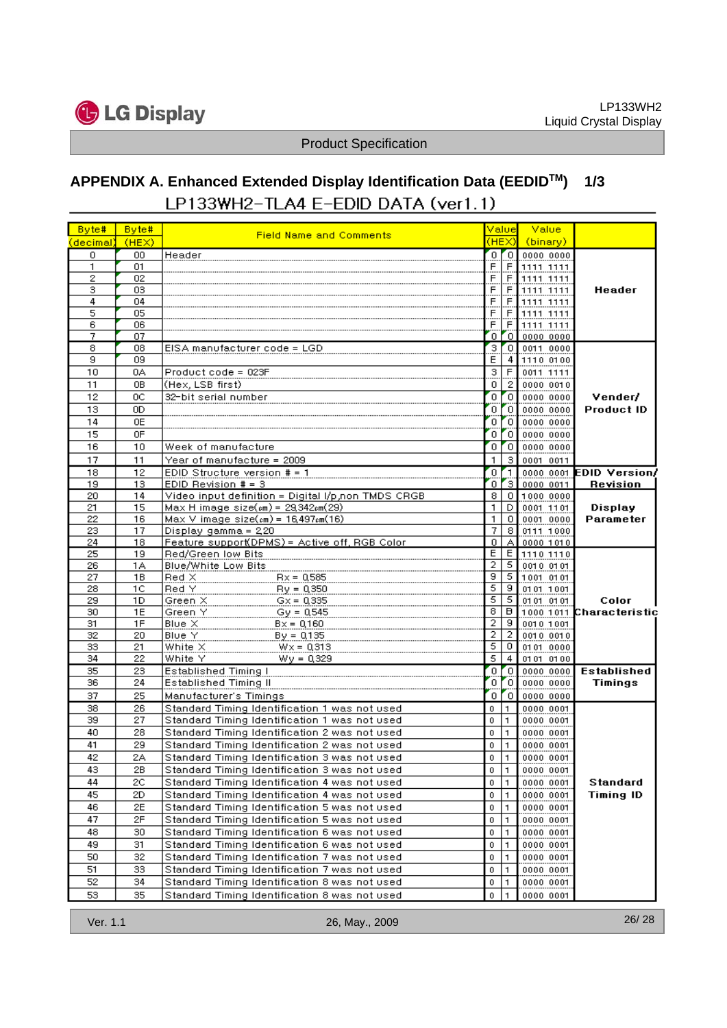## APPENDIX A. Enhanced Extended Display Identification Data (EEDID[TM]) 1/3

LP133WH2-TLA4 E-EDID DATA (ver1.1)

| Byte# (decimal) | Byte# (HEX) | Field Name and Comments | Value (HEX) | | Value (binary) | |
|---|---|---|---|---|---|---|
| 0 | 00 | Header | 0 | 0 | 0000 0000 | Header |
| 1 | 01 | | F | F | 1111 1111 | |
| 2 | 02 | | F | F | 1111 1111 | |
| 3 | 03 | | F | F | 1111 1111 | |
| 4 | 04 | | F | F | 1111 1111 | |
| 5 | 05 | | F | F | 1111 1111 | |
| 6 | 06 | | F | F | 1111 1111 | |
| 7 | 07 | | 0 | 0 | 0000 0000 | |
| 8 | 08 | EISA manufacturer code = LGD | 3 | 0 | 0011 0000 | Vender/ Product ID |
| 9 | 09 | | E | 4 | 1110 0100 | |
| 10 | 0A | Product code = 023F | 3 | F | 0011 1111 | |
| 11 | 0B | (Hex, LSB first) | 0 | 2 | 0000 0010 | |
| 12 | 0C | 32-bit serial number | 0 | 0 | 0000 0000 | |
| 13 | 0D | | 0 | 0 | 0000 0000 | |
| 14 | 0E | | 0 | 0 | 0000 0000 | |
| 15 | 0F | | 0 | 0 | 0000 0000 | |
| 16 | 10 | Week of manufacture | 0 | 0 | 0000 0000 | |
| 17 | 11 | Year of manufacture = 2009 | 1 | 3 | 0001 0011 | |
| 18 | 12 | EDID Structure version # = 1 | 0 | 1 | 0000 0001 | EDID Version/ Revision |
| 19 | 13 | EDID Revision # = 3 | 0 | 3 | 0000 0011 | |
| 20 | 14 | Video input definition = Digital I/p,non TMDS CRGB | 8 | 0 | 1000 0000 | Display Parameter |
| 21 | 15 | Max H image size(cm) = 29.342cm(29) | 1 | D | 0001 1101 | |
| 22 | 16 | Max V image size(cm) = 16.497cm(16) | 1 | 0 | 0001 0000 | |
| 23 | 17 | Display gamma = 2.20 | 7 | 8 | 0111 1000 | |
| 24 | 18 | Feature support(DPMS) = Active off, RGB Color | 0 | A | 0000 1010 | |
| 25 | 19 | Red/Green low Bits | E | E | 1110 1110 | Color Characteristic |
| 26 | 1A | Blue/White Low Bits | 2 | 5 | 0010 0101 | |
| 27 | 1B | Red X Rx = 0.585 | 9 | 5 | 1001 0101 | |
| 28 | 1C | Red Y Ry = 0.350 | 5 | 9 | 0101 1001 | |
| 29 | 1D | Green X Gx = 0.335 | 5 | 5 | 0101 0101 | |
| 30 | 1E | Green Y Gy = 0.545 | 8 | B | 1000 1011 | |
| 31 | 1F | Blue X Bx = 0.160 | 2 | 9 | 0010 1001 | |
| 32 | 20 | Blue Y By = 0.135 | 2 | 2 | 0010 0010 | |
| 33 | 21 | White X Wx = 0.313 | 5 | 0 | 0101 0000 | |
| 34 | 22 | White Y Wy = 0.329 | 5 | 4 | 0101 0100 | |
| 35 | 23 | Established Timing I | 0 | 0 | 0000 0000 | Established Timings |
| 36 | 24 | Established Timing II | 0 | 0 | 0000 0000 | |
| 37 | 25 | Manufacturer's Timings | 0 | 0 | 0000 0000 | |
| 38 | 26 | Standard Timing Identification 1 was not used | 0 | 1 | 0000 0001 | Standard Timing ID |
| 39 | 27 | Standard Timing Identification 1 was not used | 0 | 1 | 0000 0001 | |
| 40 | 28 | Standard Timing Identification 2 was not used | 0 | 1 | 0000 0001 | |
| 41 | 29 | Standard Timing Identification 2 was not used | 0 | 1 | 0000 0001 | |
| 42 | 2A | Standard Timing Identification 3 was not used | 0 | 1 | 0000 0001 | |
| 43 | 2B | Standard Timing Identification 3 was not used | 0 | 1 | 0000 0001 | |
| 44 | 2C | Standard Timing Identification 4 was not used | 0 | 1 | 0000 0001 | |
| 45 | 2D | Standard Timing Identification 4 was not used | 0 | 1 | 0000 0001 | |
| 46 | 2E | Standard Timing Identification 5 was not used | 0 | 1 | 0000 0001 | |
| 47 | 2F | Standard Timing Identification 5 was not used | 0 | 1 | 0000 0001 | |
| 48 | 30 | Standard Timing Identification 6 was not used | 0 | 1 | 0000 0001 | |
| 49 | 31 | Standard Timing Identification 6 was not used | 0 | 1 | 0000 0001 | |
| 50 | 32 | Standard Timing Identification 7 was not used | 0 | 1 | 0000 0001 | |
| 51 | 33 | Standard Timing Identification 7 was not used | 0 | 1 | 0000 0001 | |
| 52 | 34 | Standard Timing Identification 8 was not used | 0 | 1 | 0000 0001 | |
| 53 | 35 | Standard Timing Identification 8 was not used | 0 | 1 | 0000 0001 | |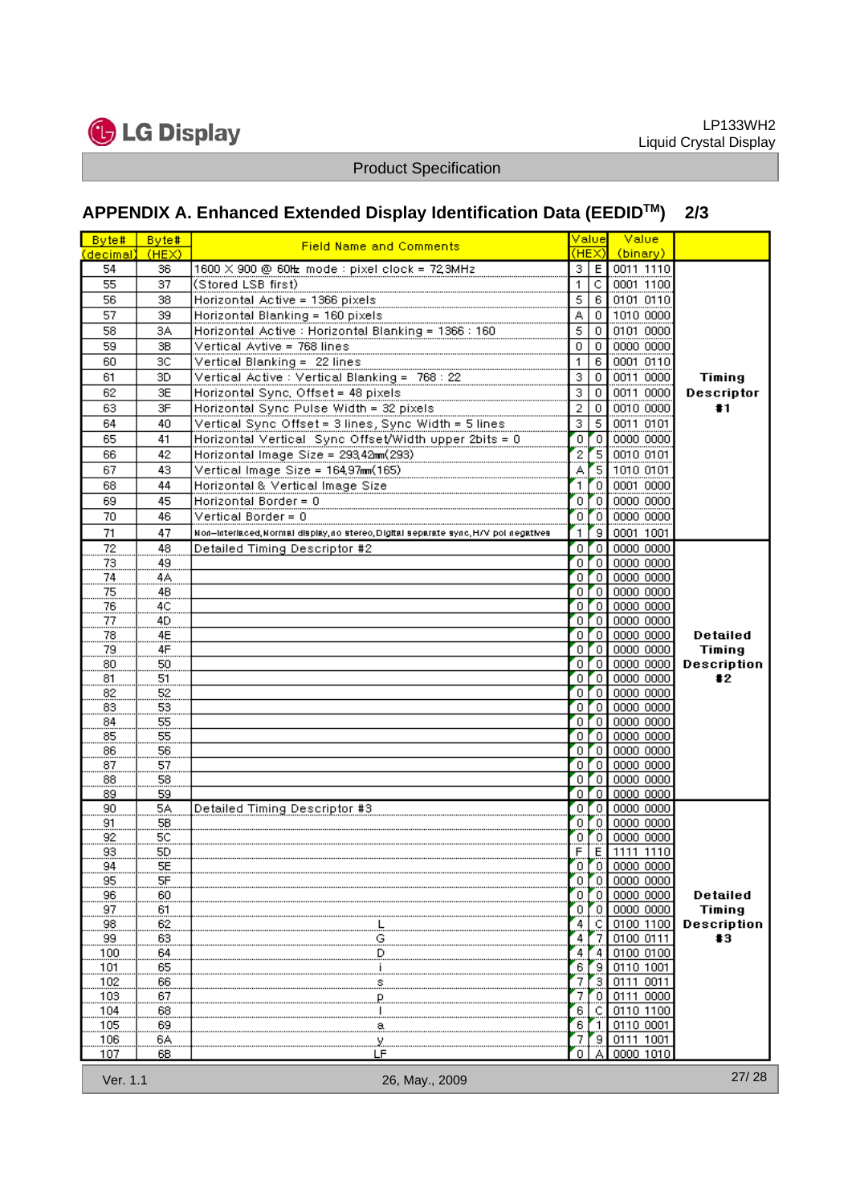## APPENDIX A. Enhanced Extended Display Identification Data (EEDID™) 2/3

| Byte# (decimal) | Byte# (HEX) | Field Name and Comments | Value (HEX) | | Value (binary) | |
|---|---|---|---|---|---|---|
| 54 | 36 | 1600 X 900 @ 60㎐ mode : pixel clock = 72.3MHz | 3 | E | 0011 1110 | Timing Descriptor #1 |
| 55 | 37 | (Stored LSB first) | 1 | C | 0001 1100 | |
| 56 | 38 | Horizontal Active = 1366 pixels | 5 | 6 | 0101 0110 | |
| 57 | 39 | Horizontal Blanking = 160 pixels | A | 0 | 1010 0000 | |
| 58 | 3A | Horizontal Active : Horizontal Blanking = 1366 : 160 | 5 | 0 | 0101 0000 | |
| 59 | 3B | Vertical Avtive = 768 lines | 0 | 0 | 0000 0000 | |
| 60 | 3C | Vertical Blanking = 22 lines | 1 | 6 | 0001 0110 | |
| 61 | 3D | Vertical Active : Vertical Blanking = 768 : 22 | 3 | 0 | 0011 0000 | |
| 62 | 3E | Horizontal Sync, Offset = 48 pixels | 3 | 0 | 0011 0000 | |
| 63 | 3F | Horizontal Sync Pulse Width = 32 pixels | 2 | 0 | 0010 0000 | |
| 64 | 40 | Vertical Sync Offset = 3 lines, Sync Width = 5 lines | 3 | 5 | 0011 0101 | |
| 65 | 41 | Horizontal Vertical Sync Offset/Width upper 2bits = 0 | 0 | 0 | 0000 0000 | |
| 66 | 42 | Horizontal Image Size = 293.42㎜(293) | 2 | 5 | 0010 0101 | |
| 67 | 43 | Vertical Image Size = 164.97㎜(165) | A | 5 | 1010 0101 | |
| 68 | 44 | Horizontal & Vertical Image Size | 1 | 0 | 0001 0000 | |
| 69 | 45 | Horizontal Border = 0 | 0 | 0 | 0000 0000 | |
| 70 | 46 | Vertical Border = 0 | 0 | 0 | 0000 0000 | |
| 71 | 47 | Non-interlaced,Normal display,no stereo,Digital separate sync,H/V pol negatives | 1 | 9 | 0001 1001 | |
| 72 | 48 | Detailed Timing Descriptor #2 | 0 | 0 | 0000 0000 | Detailed Timing Description #2 |
| 73 | 49 | | 0 | 0 | 0000 0000 | |
| 74 | 4A | | 0 | 0 | 0000 0000 | |
| 75 | 4B | | 0 | 0 | 0000 0000 | |
| 76 | 4C | | 0 | 0 | 0000 0000 | |
| 77 | 4D | | 0 | 0 | 0000 0000 | |
| 78 | 4E | | 0 | 0 | 0000 0000 | |
| 79 | 4F | | 0 | 0 | 0000 0000 | |
| 80 | 50 | | 0 | 0 | 0000 0000 | |
| 81 | 51 | | 0 | 0 | 0000 0000 | |
| 82 | 52 | | 0 | 0 | 0000 0000 | |
| 83 | 53 | | 0 | 0 | 0000 0000 | |
| 84 | 55 | | 0 | 0 | 0000 0000 | |
| 85 | 55 | | 0 | 0 | 0000 0000 | |
| 86 | 56 | | 0 | 0 | 0000 0000 | |
| 87 | 57 | | 0 | 0 | 0000 0000 | |
| 88 | 58 | | 0 | 0 | 0000 0000 | |
| 89 | 59 | | 0 | 0 | 0000 0000 | |
| 90 | 5A | Detailed Timing Descriptor #3 | 0 | 0 | 0000 0000 | Detailed Timing Description #3 |
| 91 | 5B | | 0 | 0 | 0000 0000 | |
| 92 | 5C | | 0 | 0 | 0000 0000 | |
| 93 | 5D | | F | E | 1111 1110 | |
| 94 | 5E | | 0 | 0 | 0000 0000 | |
| 95 | 5F | | 0 | 0 | 0000 0000 | |
| 96 | 60 | | 0 | 0 | 0000 0000 | |
| 97 | 61 | | 0 | 0 | 0000 0000 | |
| 98 | 62 | L | 4 | C | 0100 1100 | |
| 99 | 63 | G | 4 | 7 | 0100 0111 | |
| 100 | 64 | D | 4 | 4 | 0100 0100 | |
| 101 | 65 | i | 6 | 9 | 0110 1001 | |
| 102 | 66 | s | 7 | 3 | 0111 0011 | |
| 103 | 67 | p | 7 | 0 | 0111 0000 | |
| 104 | 68 | l | 6 | C | 0110 1100 | |
| 105 | 69 | a | 6 | 1 | 0110 0001 | |
| 106 | 6A | y | 7 | 9 | 0111 1001 | |
| 107 | 6B | LF | 0 | A | 0000 1010 | |

Ver. 1.1 26, May., 2009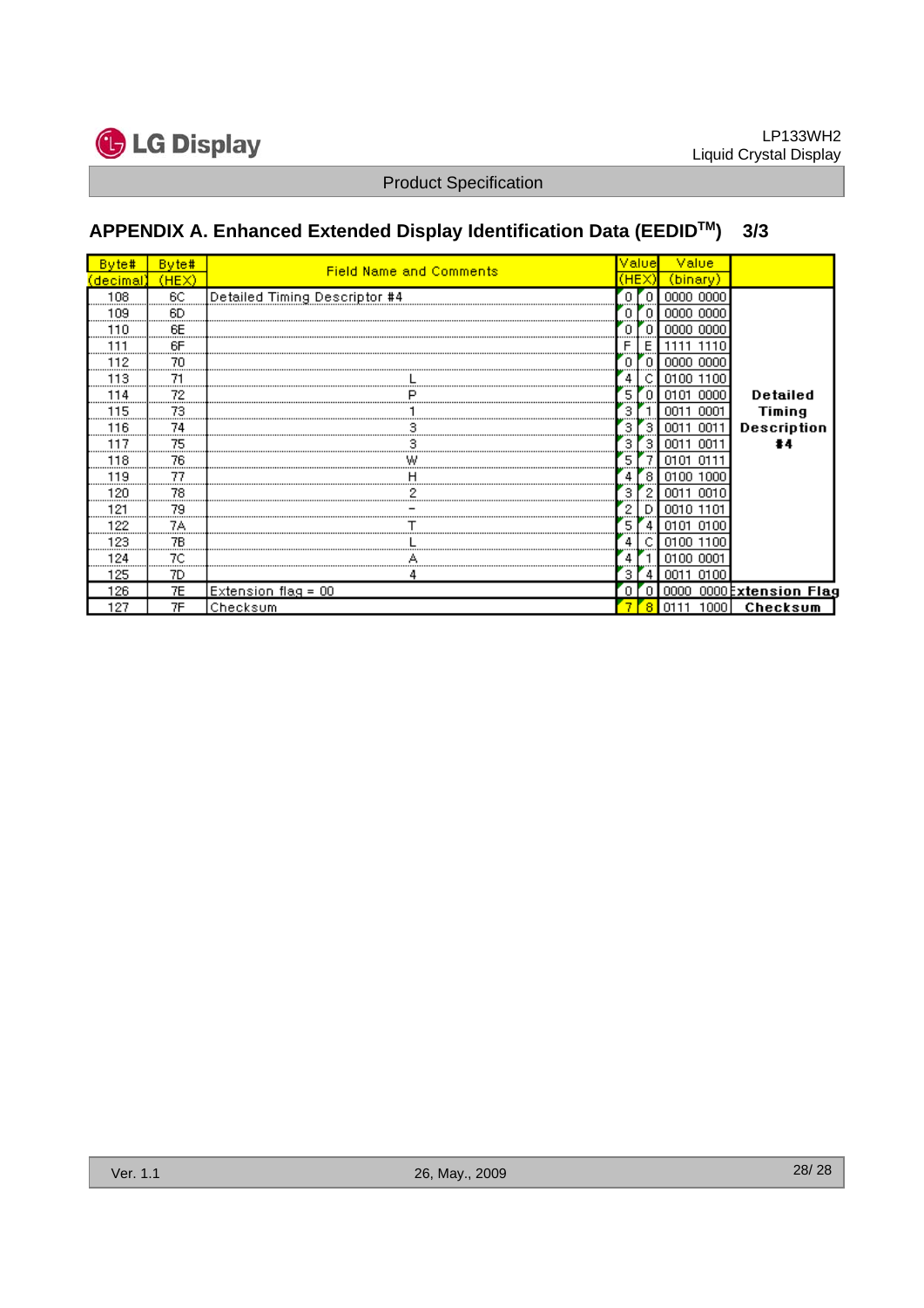## APPENDIX A. Enhanced Extended Display Identification Data (EEDID™) 3/3

| Byte# (decimal) | Byte# (HEX) | Field Name and Comments | Value (HEX) | | Value (binary) | |
|---|---|---|---|---|---|---|
| 108 | 6C | Detailed Timing Descriptor #4 | 0 | 0 | 0000 0000 | Detailed Timing Description #4 |
| 109 | 6D | | 0 | 0 | 0000 0000 | |
| 110 | 6E | | 0 | 0 | 0000 0000 | |
| 111 | 6F | | F | E | 1111 1110 | |
| 112 | 70 | | 0 | 0 | 0000 0000 | |
| 113 | 71 | L | 4 | C | 0100 1100 | |
| 114 | 72 | P | 5 | 0 | 0101 0000 | |
| 115 | 73 | 1 | 3 | 1 | 0011 0001 | |
| 116 | 74 | 3 | 3 | 3 | 0011 0011 | |
| 117 | 75 | 3 | 3 | 3 | 0011 0011 | |
| 118 | 76 | W | 5 | 7 | 0101 0111 | |
| 119 | 77 | H | 4 | 8 | 0100 1000 | |
| 120 | 78 | 2 | 3 | 2 | 0011 0010 | |
| 121 | 79 | - | 2 | D | 0010 1101 | |
| 122 | 7A | T | 5 | 4 | 0101 0100 | |
| 123 | 7B | L | 4 | C | 0100 1100 | |
| 124 | 7C | A | 4 | 1 | 0100 0001 | |
| 125 | 7D | 4 | 3 | 4 | 0011 0100 | |
| 126 | 7E | Extension flag = 00 | 0 | 0 | 0000 0000 | Extension Flag |
| 127 | 7F | Checksum | 7 | 8 | 0111 1000 | Checksum |